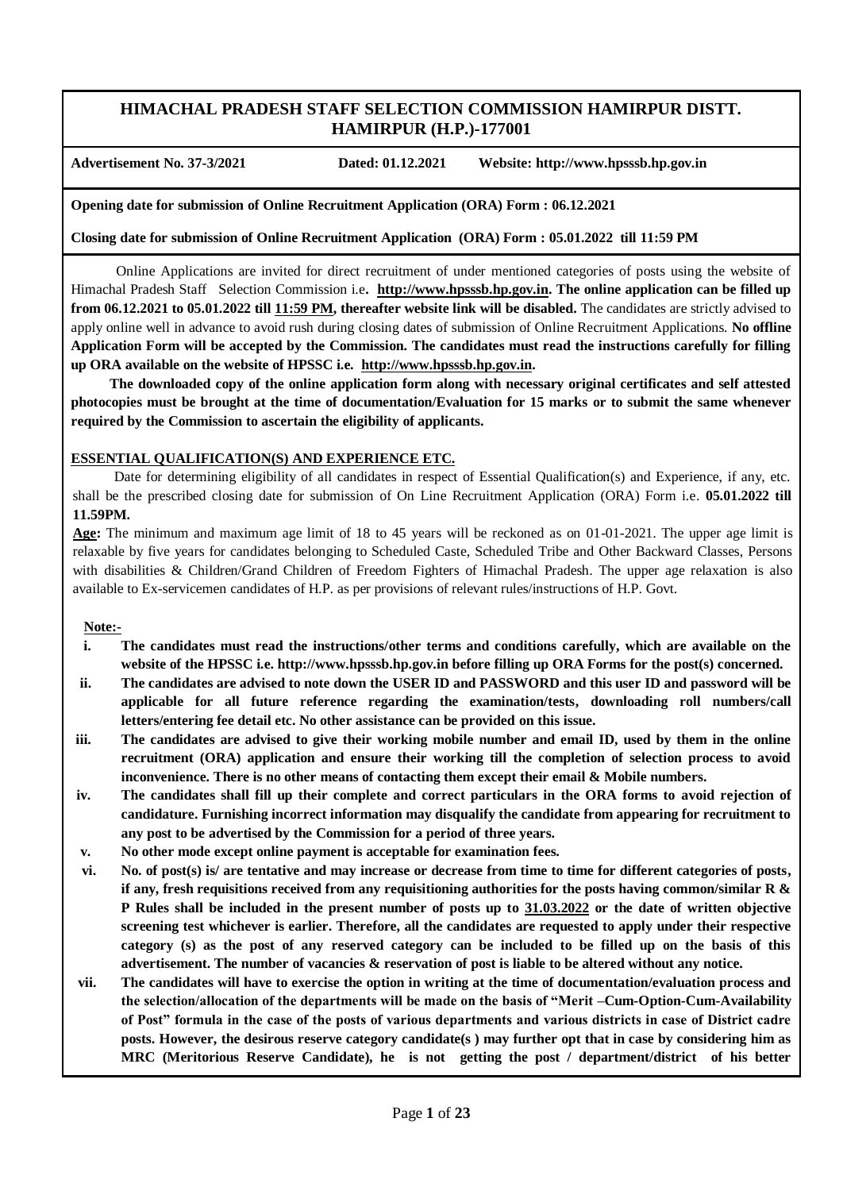# HIMACHAL PRADESH STAFF SELECTION COMMISSION HAMIRPUR DISTT. HAMIRPUR (H.P.)-177001

**Advertisement No. 37-3/2021** &nbsp;&nbsp;&nbsp;&nbsp; **Dated: 01.12.2021** &nbsp;&nbsp;&nbsp;&nbsp; **Website: http://www.hpsssb.hp.gov.in**

**Opening date for submission of Online Recruitment Application (ORA) Form : 06.12.2021**

**Closing date for submission of Online Recruitment Application (ORA) Form : 05.01.2022 till 11:59 PM**

Online Applications are invited for direct recruitment of under mentioned categories of posts using the website of Himachal Pradesh Staff Selection Commission i.e**. http://www.hpsssb.hp.gov.in. The online application can be filled up from 06.12.2021 to 05.01.2022 till 11:59 PM, thereafter website link will be disabled.** The candidates are strictly advised to apply online well in advance to avoid rush during closing dates of submission of Online Recruitment Applications. **No offline Application Form will be accepted by the Commission. The candidates must read the instructions carefully for filling up ORA available on the website of HPSSC i.e. http://www.hpsssb.hp.gov.in.**

**The downloaded copy of the online application form along with necessary original certificates and self attested photocopies must be brought at the time of documentation/Evaluation for 15 marks or to submit the same whenever required by the Commission to ascertain the eligibility of applicants.**

## ESSENTIAL QUALIFICATION(S) AND EXPERIENCE ETC.

Date for determining eligibility of all candidates in respect of Essential Qualification(s) and Experience, if any, etc. shall be the prescribed closing date for submission of On Line Recruitment Application (ORA) Form i.e. **05.01.2022 till 11.59PM.**

**Age:** The minimum and maximum age limit of 18 to 45 years will be reckoned as on 01-01-2021. The upper age limit is relaxable by five years for candidates belonging to Scheduled Caste, Scheduled Tribe and Other Backward Classes, Persons with disabilities & Children/Grand Children of Freedom Fighters of Himachal Pradesh. The upper age relaxation is also available to Ex-servicemen candidates of H.P. as per provisions of relevant rules/instructions of H.P. Govt.

**Note:-**

- **i.** **The candidates must read the instructions/other terms and conditions carefully, which are available on the website of the HPSSC i.e. http://www.hpsssb.hp.gov.in before filling up ORA Forms for the post(s) concerned.**
- **ii.** **The candidates are advised to note down the USER ID and PASSWORD and this user ID and password will be applicable for all future reference regarding the examination/tests, downloading roll numbers/call letters/entering fee detail etc. No other assistance can be provided on this issue.**
- **iii.** **The candidates are advised to give their working mobile number and email ID, used by them in the online recruitment (ORA) application and ensure their working till the completion of selection process to avoid inconvenience. There is no other means of contacting them except their email & Mobile numbers.**
- **iv.** **The candidates shall fill up their complete and correct particulars in the ORA forms to avoid rejection of candidature. Furnishing incorrect information may disqualify the candidate from appearing for recruitment to any post to be advertised by the Commission for a period of three years.**
- **v.** **No other mode except online payment is acceptable for examination fees.**
- **vi.** **No. of post(s) is/ are tentative and may increase or decrease from time to time for different categories of posts, if any, fresh requisitions received from any requisitioning authorities for the posts having common/similar R & P Rules shall be included in the present number of posts up to 31.03.2022 or the date of written objective screening test whichever is earlier. Therefore, all the candidates are requested to apply under their respective category (s) as the post of any reserved category can be included to be filled up on the basis of this advertisement. The number of vacancies & reservation of post is liable to be altered without any notice.**
- **vii.** **The candidates will have to exercise the option in writing at the time of documentation/evaluation process and the selection/allocation of the departments will be made on the basis of "Merit –Cum-Option-Cum-Availability of Post" formula in the case of the posts of various departments and various districts in case of District cadre posts. However, the desirous reserve category candidate(s ) may further opt that in case by considering him as MRC (Meritorious Reserve Candidate), he is not getting the post / department/district of his better**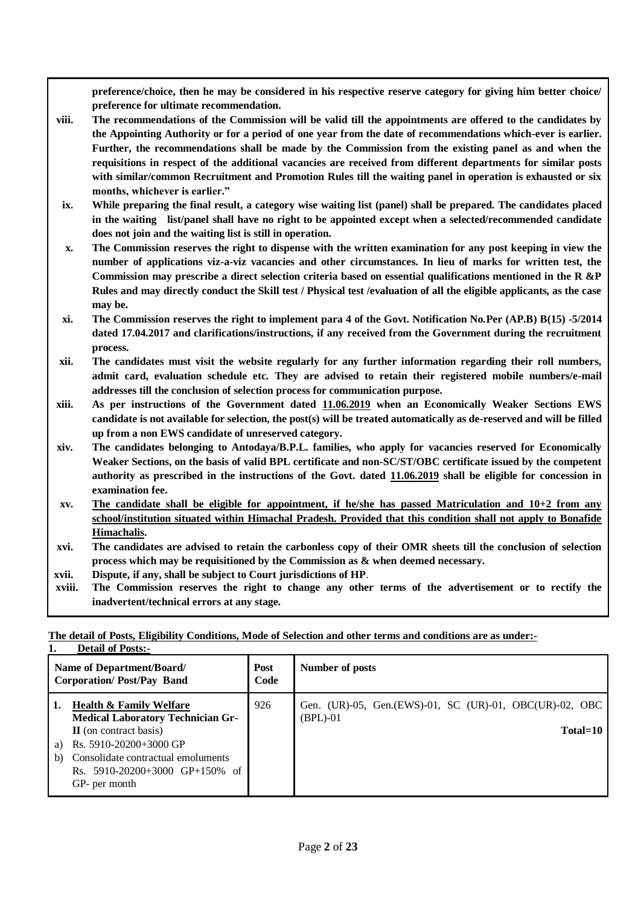**preference/choice, then he may be considered in his respective reserve category for giving him better choice/ preference for ultimate recommendation.**

**viii.** **The recommendations of the Commission will be valid till the appointments are offered to the candidates by the Appointing Authority or for a period of one year from the date of recommendations which-ever is earlier. Further, the recommendations shall be made by the Commission from the existing panel as and when the requisitions in respect of the additional vacancies are received from different departments for similar posts with similar/common Recruitment and Promotion Rules till the waiting panel in operation is exhausted or six months, whichever is earlier."**

**ix.** **While preparing the final result, a category wise waiting list (panel) shall be prepared. The candidates placed in the waiting list/panel shall have no right to be appointed except when a selected/recommended candidate does not join and the waiting list is still in operation.**

**x.** **The Commission reserves the right to dispense with the written examination for any post keeping in view the number of applications viz-a-viz vacancies and other circumstances. In lieu of marks for written test, the Commission may prescribe a direct selection criteria based on essential qualifications mentioned in the R &P Rules and may directly conduct the Skill test / Physical test /evaluation of all the eligible applicants, as the case may be.**

**xi.** **The Commission reserves the right to implement para 4 of the Govt. Notification No.Per (AP.B) B(15) -5/2014 dated 17.04.2017 and clarifications/instructions, if any received from the Government during the recruitment process.**

**xii.** **The candidates must visit the website regularly for any further information regarding their roll numbers, admit card, evaluation schedule etc. They are advised to retain their registered mobile numbers/e-mail addresses till the conclusion of selection process for communication purpose.**

**xiii.** **As per instructions of the Government dated <u>11.06.2019</u> when an Economically Weaker Sections EWS candidate is not available for selection, the post(s) will be treated automatically as de-reserved and will be filled up from a non EWS candidate of unreserved category.**

**xiv.** **The candidates belonging to Antodaya/B.P.L. families, who apply for vacancies reserved for Economically Weaker Sections, on the basis of valid BPL certificate and non-SC/ST/OBC certificate issued by the competent authority as prescribed in the instructions of the Govt. dated <u>11.06.2019</u> shall be eligible for concession in examination fee.**

**xv.** **<u>The candidate shall be eligible for appointment, if he/she has passed Matriculation and 10+2 from any school/institution situated within Himachal Pradesh. Provided that this condition shall not apply to Bonafide Himachalis</u>.**

**xvi.** **The candidates are advised to retain the carbonless copy of their OMR sheets till the conclusion of selection process which may be requisitioned by the Commission as & when deemed necessary.**

**xvii.** **Dispute, if any, shall be subject to Court jurisdictions of HP**.

**xviii.** **The Commission reserves the right to change any other terms of the advertisement or to rectify the inadvertent/technical errors at any stage.**

**<u>The detail of Posts, Eligibility Conditions, Mode of Selection and other terms and conditions are as under:-</u>**

**1. <u>Detail of Posts:-</u>**

| Name of Department/Board/ Corporation/ Post/Pay Band | Post Code | Number of posts |
|---|---|---|
| **1. <u>Health & Family Welfare</u>** **Medical Laboratory Technician Gr-II** (on contract basis)<br>a) Rs. 5910-20200+3000 GP<br>b) Consolidate contractual emoluments Rs. 5910-20200+3000 GP+150% of GP- per month | 926 | Gen. (UR)-05, Gen.(EWS)-01, SC (UR)-01, OBC(UR)-02, OBC (BPL)-01<br>**Total=10** |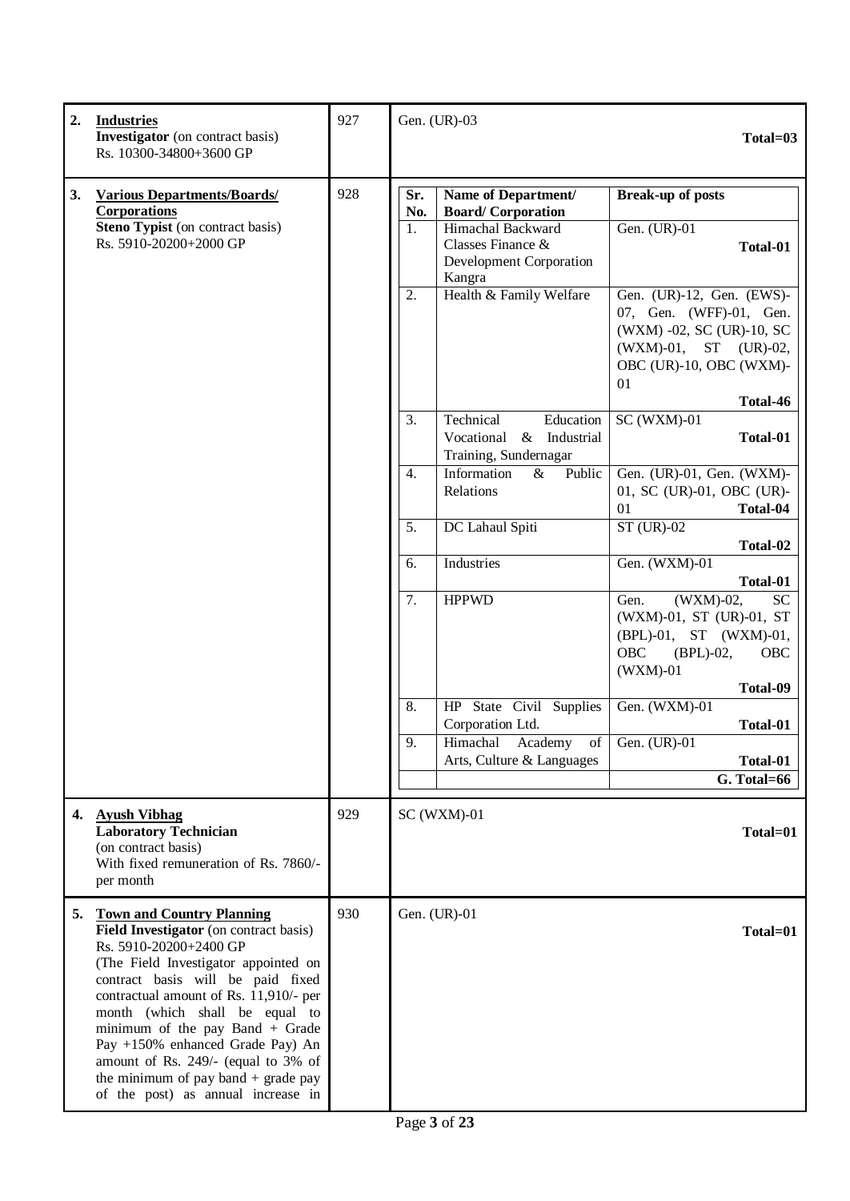| | Post | Code | Break-up |
|---|---|---|---|
| 2. | **Industries**<br>**Investigator** (on contract basis)<br>Rs. 10300-34800+3600 GP | 927 | Gen. (UR)-03<br>**Total=03** |
| 3. | **Various Departments/Boards/ Corporations**<br>**Steno Typist** (on contract basis)<br>Rs. 5910-20200+2000 GP | 928 | See sub-table below |
| 4. | **Ayush Vibhag**<br>**Laboratory Technician**<br>(on contract basis)<br>With fixed remuneration of Rs. 7860/- per month | 929 | SC (WXM)-01<br>**Total=01** |
| 5. | **Town and Country Planning**<br>**Field Investigator** (on contract basis)<br>Rs. 5910-20200+2400 GP<br>(The Field Investigator appointed on contract basis will be paid fixed contractual amount of Rs. 11,910/- per month (which shall be equal to minimum of the pay Band + Grade Pay +150% enhanced Grade Pay) An amount of Rs. 249/- (equal to 3% of the minimum of pay band + grade pay of the post) as annual increase in | 930 | Gen. (UR)-01<br>**Total=01** |

Break-up for Code 928 (Steno Typist):

| Sr. No. | Name of Department/ Board/ Corporation | Break-up of posts |
|---|---|---|
| 1. | Himachal Backward Classes Finance & Development Corporation Kangra | Gen. (UR)-01 **Total-01** |
| 2. | Health & Family Welfare | Gen. (UR)-12, Gen. (EWS)-07, Gen. (WFF)-01, Gen. (WXM) -02, SC (UR)-10, SC (WXM)-01, ST (UR)-02, OBC (UR)-10, OBC (WXM)-01 **Total-46** |
| 3. | Technical Education Vocational & Industrial Training, Sundernagar | SC (WXM)-01 **Total-01** |
| 4. | Information & Public Relations | Gen. (UR)-01, Gen. (WXM)-01, SC (UR)-01, OBC (UR)-01 **Total-04** |
| 5. | DC Lahaul Spiti | ST (UR)-02 **Total-02** |
| 6. | Industries | Gen. (WXM)-01 **Total-01** |
| 7. | HPPWD | Gen. (WXM)-02, SC (WXM)-01, ST (UR)-01, ST (BPL)-01, ST (WXM)-01, OBC (BPL)-02, OBC (WXM)-01 **Total-09** |
| 8. | HP State Civil Supplies Corporation Ltd. | Gen. (WXM)-01 **Total-01** |
| 9. | Himachal Academy of Arts, Culture & Languages | Gen. (UR)-01 **Total-01** |
| | | **G. Total=66** |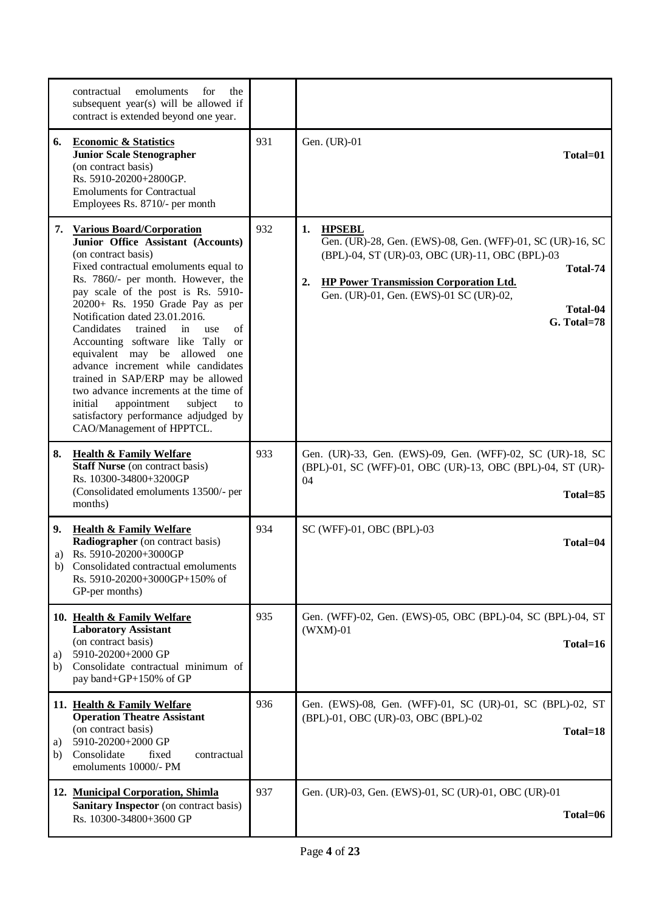| | | |
|---|---|---|
| contractual emoluments for the subsequent year(s) will be allowed if contract is extended beyond one year. | | |
| **6.** **Economic & Statistics** **Junior Scale Stenographer** (on contract basis) Rs. 5910-20200+2800GP. Emoluments for Contractual Employees Rs. 8710/- per month | 931 | Gen. (UR)-01 **Total=01** |
| **7.** **Various Board/Corporation** **Junior Office Assistant (Accounts)** (on contract basis) Fixed contractual emoluments equal to Rs. 7860/- per month. However, the pay scale of the post is Rs. 5910-20200+ Rs. 1950 Grade Pay as per Notification dated 23.01.2016. Candidates trained in use of Accounting software like Tally or equivalent may be allowed one advance increment while candidates trained in SAP/ERP may be allowed two advance increments at the time of initial appointment subject to satisfactory performance adjudged by CAO/Management of HPPTCL. | 932 | **1. HPSEBL** Gen. (UR)-28, Gen. (EWS)-08, Gen. (WFF)-01, SC (UR)-16, SC (BPL)-04, ST (UR)-03, OBC (UR)-11, OBC (BPL)-03 **Total-74** **2. HP Power Transmission Corporation Ltd.** Gen. (UR)-01, Gen. (EWS)-01 SC (UR)-02, **Total-04** **G. Total=78** |
| **8.** **Health & Family Welfare** **Staff Nurse** (on contract basis) Rs. 10300-34800+3200GP (Consolidated emoluments 13500/- per months) | 933 | Gen. (UR)-33, Gen. (EWS)-09, Gen. (WFF)-02, SC (UR)-18, SC (BPL)-01, SC (WFF)-01, OBC (UR)-13, OBC (BPL)-04, ST (UR)-04 **Total=85** |
| **9.** **Health & Family Welfare** **Radiographer** (on contract basis) a) Rs. 5910-20200+3000GP b) Consolidated contractual emoluments Rs. 5910-20200+3000GP+150% of GP-per months) | 934 | SC (WFF)-01, OBC (BPL)-03 **Total=04** |
| **10.** **Health & Family Welfare** **Laboratory Assistant** (on contract basis) a) 5910-20200+2000 GP b) Consolidate contractual minimum of pay band+GP+150% of GP | 935 | Gen. (WFF)-02, Gen. (EWS)-05, OBC (BPL)-04, SC (BPL)-04, ST (WXM)-01 **Total=16** |
| **11.** **Health & Family Welfare** **Operation Theatre Assistant** (on contract basis) a) 5910-20200+2000 GP b) Consolidate fixed contractual emoluments 10000/- PM | 936 | Gen. (EWS)-08, Gen. (WFF)-01, SC (UR)-01, SC (BPL)-02, ST (BPL)-01, OBC (UR)-03, OBC (BPL)-02 **Total=18** |
| **12.** **Municipal Corporation, Shimla** **Sanitary Inspector** (on contract basis) Rs. 10300-34800+3600 GP | 937 | Gen. (UR)-03, Gen. (EWS)-01, SC (UR)-01, OBC (UR)-01 **Total=06** |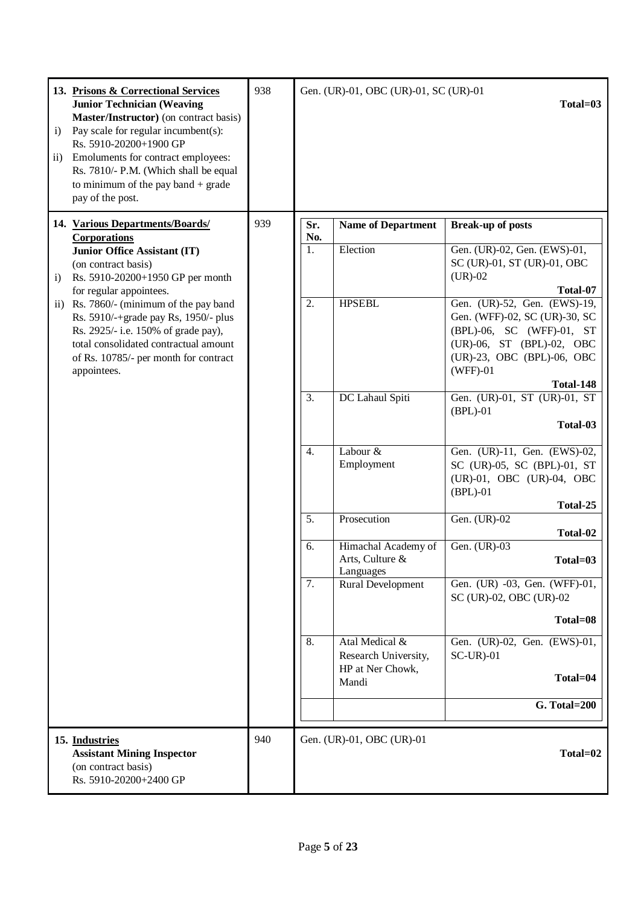| | | |
|---|---|---|
| **13. Prisons & Correctional Services**<br>**Junior Technician (Weaving Master/Instructor)** (on contract basis)<br>i) Pay scale for regular incumbent(s): Rs. 5910-20200+1900 GP<br>ii) Emoluments for contract employees: Rs. 7810/- P.M. (Which shall be equal to minimum of the pay band + grade pay of the post. | 938 | Gen. (UR)-01, OBC (UR)-01, SC (UR)-01<br>**Total=03** |
| **14. Various Departments/Boards/ Corporations**<br>**Junior Office Assistant (IT)** (on contract basis)<br>i) Rs. 5910-20200+1950 GP per month for regular appointees.<br>ii) Rs. 7860/- (minimum of the pay band Rs. 5910/-+grade pay Rs, 1950/- plus Rs. 2925/- i.e. 150% of grade pay), total consolidated contractual amount of Rs. 10785/- per month for contract appointees. | 939 | See table below |
| **15. Industries**<br>**Assistant Mining Inspector** (on contract basis)<br>Rs. 5910-20200+2400 GP | 940 | Gen. (UR)-01, OBC (UR)-01<br>**Total=02** |

Break-up for Post Code 939:

| Sr. No. | Name of Department | Break-up of posts |
|---|---|---|
| 1. | Election | Gen. (UR)-02, Gen. (EWS)-01, SC (UR)-01, ST (UR)-01, OBC (UR)-02 **Total-07** |
| 2. | HPSEBL | Gen. (UR)-52, Gen. (EWS)-19, Gen. (WFF)-02, SC (UR)-30, SC (BPL)-06, SC (WFF)-01, ST (UR)-06, ST (BPL)-02, OBC (UR)-23, OBC (BPL)-06, OBC (WFF)-01 **Total-148** |
| 3. | DC Lahaul Spiti | Gen. (UR)-01, ST (UR)-01, ST (BPL)-01 **Total-03** |
| 4. | Labour & Employment | Gen. (UR)-11, Gen. (EWS)-02, SC (UR)-05, SC (BPL)-01, ST (UR)-01, OBC (UR)-04, OBC (BPL)-01 **Total-25** |
| 5. | Prosecution | Gen. (UR)-02 **Total-02** |
| 6. | Himachal Academy of Arts, Culture & Languages | Gen. (UR)-03 **Total=03** |
| 7. | Rural Development | Gen. (UR) -03, Gen. (WFF)-01, SC (UR)-02, OBC (UR)-02 **Total=08** |
| 8. | Atal Medical & Research University, HP at Ner Chowk, Mandi | Gen. (UR)-02, Gen. (EWS)-01, SC-UR)-01 **Total=04** |
| | | **G. Total=200** |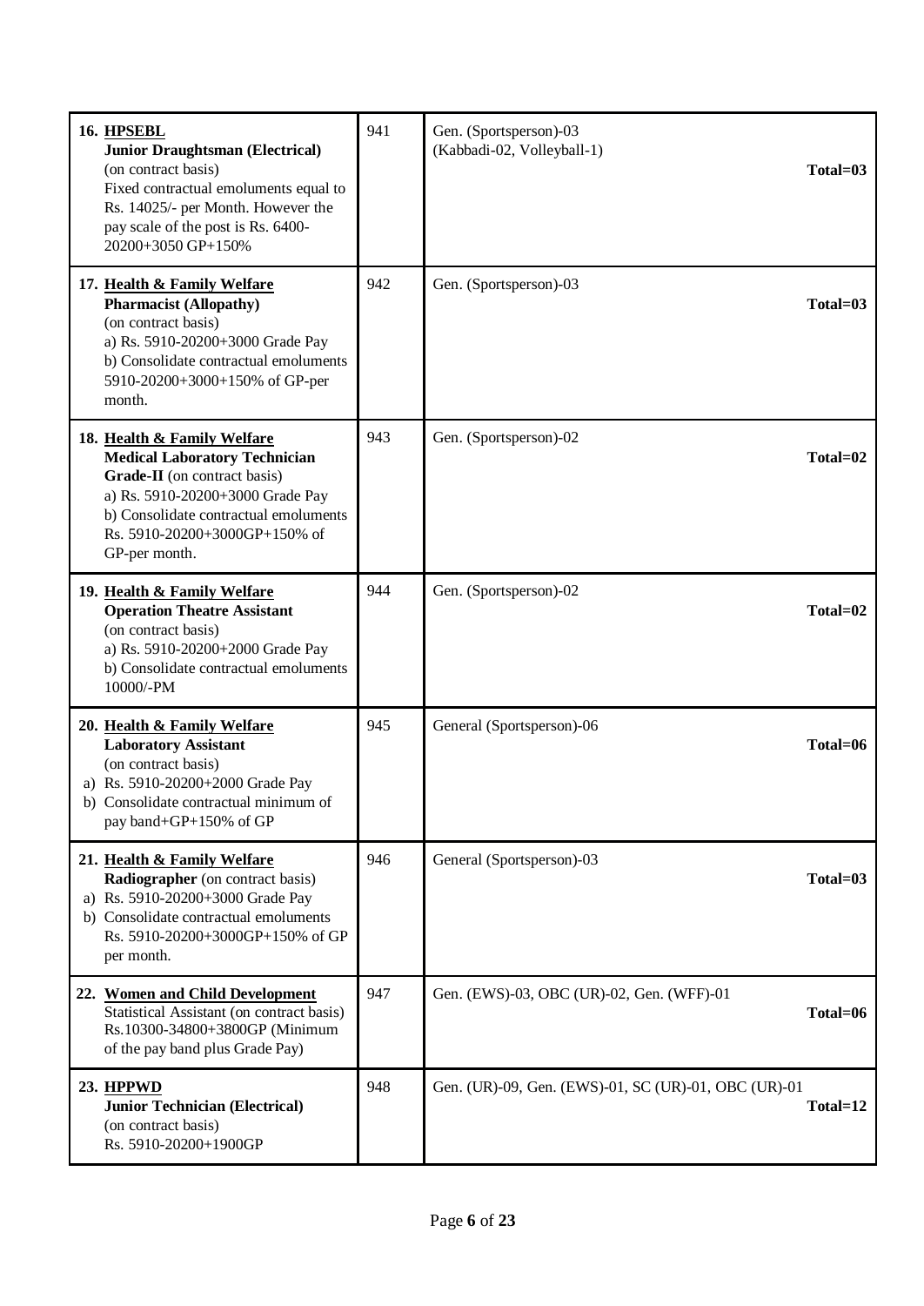| | | |
|---|---|---|
| **16. HPSEBL**<br>**Junior Draughtsman (Electrical)**<br>(on contract basis)<br>Fixed contractual emoluments equal to Rs. 14025/- per Month. However the pay scale of the post is Rs. 6400-20200+3050 GP+150% | 941 | Gen. (Sportsperson)-03<br>(Kabbadi-02, Volleyball-1)<br>**Total=03** |
| **17. Health & Family Welfare**<br>**Pharmacist (Allopathy)**<br>(on contract basis)<br>a) Rs. 5910-20200+3000 Grade Pay<br>b) Consolidate contractual emoluments 5910-20200+3000+150% of GP-per month. | 942 | Gen. (Sportsperson)-03<br>**Total=03** |
| **18. Health & Family Welfare**<br>**Medical Laboratory Technician Grade-II** (on contract basis)<br>a) Rs. 5910-20200+3000 Grade Pay<br>b) Consolidate contractual emoluments Rs. 5910-20200+3000GP+150% of GP-per month. | 943 | Gen. (Sportsperson)-02<br>**Total=02** |
| **19. Health & Family Welfare**<br>**Operation Theatre Assistant**<br>(on contract basis)<br>a) Rs. 5910-20200+2000 Grade Pay<br>b) Consolidate contractual emoluments 10000/-PM | 944 | Gen. (Sportsperson)-02<br>**Total=02** |
| **20. Health & Family Welfare**<br>**Laboratory Assistant**<br>(on contract basis)<br>a) Rs. 5910-20200+2000 Grade Pay<br>b) Consolidate contractual minimum of pay band+GP+150% of GP | 945 | General (Sportsperson)-06<br>**Total=06** |
| **21. Health & Family Welfare**<br>**Radiographer** (on contract basis)<br>a) Rs. 5910-20200+3000 Grade Pay<br>b) Consolidate contractual emoluments Rs. 5910-20200+3000GP+150% of GP per month. | 946 | General (Sportsperson)-03<br>**Total=03** |
| **22. Women and Child Development**<br>Statistical Assistant (on contract basis)<br>Rs.10300-34800+3800GP (Minimum of the pay band plus Grade Pay) | 947 | Gen. (EWS)-03, OBC (UR)-02, Gen. (WFF)-01<br>**Total=06** |
| **23. HPPWD**<br>**Junior Technician (Electrical)**<br>(on contract basis)<br>Rs. 5910-20200+1900GP | 948 | Gen. (UR)-09, Gen. (EWS)-01, SC (UR)-01, OBC (UR)-01<br>**Total=12** |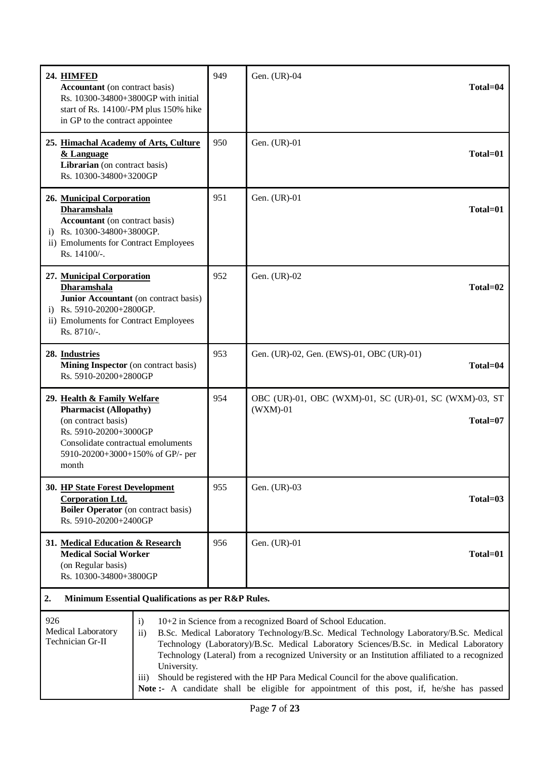| | | | |
|---|---|---|---|
| **24. HIMFED**<br>**Accountant** (on contract basis)<br>Rs. 10300-34800+3800GP with initial start of Rs. 14100/-PM plus 150% hike in GP to the contract appointee | 949 | Gen. (UR)-04 | **Total=04** |
| **25. Himachal Academy of Arts, Culture & Language**<br>**Librarian** (on contract basis)<br>Rs. 10300-34800+3200GP | 950 | Gen. (UR)-01 | **Total=01** |
| **26. Municipal Corporation Dharamshala**<br>**Accountant** (on contract basis)<br>i) Rs. 10300-34800+3800GP.<br>ii) Emoluments for Contract Employees Rs. 14100/-. | 951 | Gen. (UR)-01 | **Total=01** |
| **27. Municipal Corporation Dharamshala**<br>**Junior Accountant** (on contract basis)<br>i) Rs. 5910-20200+2800GP.<br>ii) Emoluments for Contract Employees Rs. 8710/-. | 952 | Gen. (UR)-02 | **Total=02** |
| **28. Industries**<br>**Mining Inspector** (on contract basis)<br>Rs. 5910-20200+2800GP | 953 | Gen. (UR)-02, Gen. (EWS)-01, OBC (UR)-01 | **Total=04** |
| **29. Health & Family Welfare**<br>**Pharmacist (Allopathy)**<br>(on contract basis)<br>Rs. 5910-20200+3000GP<br>Consolidate contractual emoluments 5910-20200+3000+150% of GP/- per month | 954 | OBC (UR)-01, OBC (WXM)-01, SC (UR)-01, SC (WXM)-03, ST (WXM)-01 | **Total=07** |
| **30. HP State Forest Development Corporation Ltd.**<br>**Boiler Operator** (on contract basis)<br>Rs. 5910-20200+2400GP | 955 | Gen. (UR)-03 | **Total=03** |
| **31. Medical Education & Research**<br>**Medical Social Worker**<br>(on Regular basis)<br>Rs. 10300-34800+3800GP | 956 | Gen. (UR)-01 | **Total=01** |

**2. Minimum Essential Qualifications as per R&P Rules.**

| | |
|---|---|
| 926<br>Medical Laboratory Technician Gr-II | i) 10+2 in Science from a recognized Board of School Education.<br>ii) B.Sc. Medical Laboratory Technology/B.Sc. Medical Technology Laboratory/B.Sc. Medical Technology (Laboratory)/B.Sc. Medical Laboratory Sciences/B.Sc. in Medical Laboratory Technology (Lateral) from a recognized University or an Institution affiliated to a recognized University.<br>iii) Should be registered with the HP Para Medical Council for the above qualification.<br>**Note :-** A candidate shall be eligible for appointment of this post, if, he/she has passed |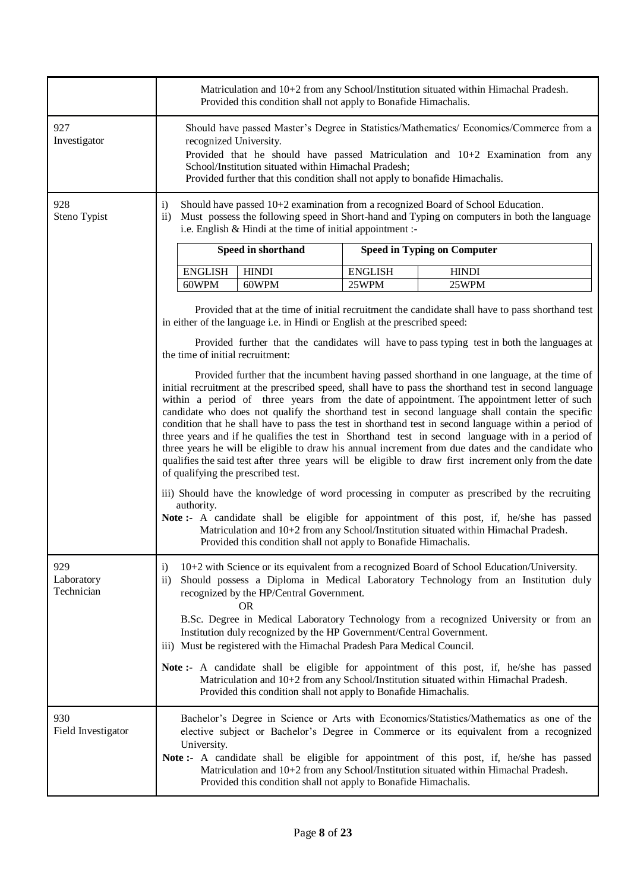| | |
|---|---|
| | Matriculation and 10+2 from any School/Institution situated within Himachal Pradesh. Provided this condition shall not apply to Bonafide Himachalis. |
| 927 Investigator | Should have passed Master's Degree in Statistics/Mathematics/ Economics/Commerce from a recognized University.<br>Provided that he should have passed Matriculation and 10+2 Examination from any School/Institution situated within Himachal Pradesh;<br>Provided further that this condition shall not apply to bonafide Himachalis. |
| 928 Steno Typist | i) Should have passed 10+2 examination from a recognized Board of School Education.<br>ii) Must possess the following speed in Short-hand and Typing on computers in both the language i.e. English & Hindi at the time of initial appointment :-<br><br>Speed in shorthand: ENGLISH 60WPM, HINDI 60WPM; Speed in Typing on Computer: ENGLISH 25WPM, HINDI 25WPM<br><br>Provided that at the time of initial recruitment the candidate shall have to pass shorthand test in either of the language i.e. in Hindi or English at the prescribed speed:<br><br>Provided further that the candidates will have to pass typing test in both the languages at the time of initial recruitment:<br><br>Provided further that the incumbent having passed shorthand in one language, at the time of initial recruitment at the prescribed speed, shall have to pass the shorthand test in second language within a period of three years from the date of appointment. The appointment letter of such candidate who does not qualify the shorthand test in second language shall contain the specific condition that he shall have to pass the test in shorthand test in second language within a period of three years and if he qualifies the test in Shorthand test in second language with in a period of three years he will be eligible to draw his annual increment from due dates and the candidate who qualifies the said test after three years will be eligible to draw first increment only from the date of qualifying the prescribed test.<br><br>iii) Should have the knowledge of word processing in computer as prescribed by the recruiting authority.<br>**Note :-** A candidate shall be eligible for appointment of this post, if, he/she has passed Matriculation and 10+2 from any School/Institution situated within Himachal Pradesh. Provided this condition shall not apply to Bonafide Himachalis. |
| 929 Laboratory Technician | i) 10+2 with Science or its equivalent from a recognized Board of School Education/University.<br>ii) Should possess a Diploma in Medical Laboratory Technology from an Institution duly recognized by the HP/Central Government.<br>OR<br>B.Sc. Degree in Medical Laboratory Technology from a recognized University or from an Institution duly recognized by the HP Government/Central Government.<br>iii) Must be registered with the Himachal Pradesh Para Medical Council.<br><br>**Note :-** A candidate shall be eligible for appointment of this post, if, he/she has passed Matriculation and 10+2 from any School/Institution situated within Himachal Pradesh. Provided this condition shall not apply to Bonafide Himachalis. |
| 930 Field Investigator | Bachelor's Degree in Science or Arts with Economics/Statistics/Mathematics as one of the elective subject or Bachelor's Degree in Commerce or its equivalent from a recognized University.<br>**Note :-** A candidate shall be eligible for appointment of this post, if, he/she has passed Matriculation and 10+2 from any School/Institution situated within Himachal Pradesh. Provided this condition shall not apply to Bonafide Himachalis. |

Speed table for 928 Steno Typist:

| Speed in shorthand | | Speed in Typing on Computer | |
|---|---|---|---|
| ENGLISH | HINDI | ENGLISH | HINDI |
| 60WPM | 60WPM | 25WPM | 25WPM |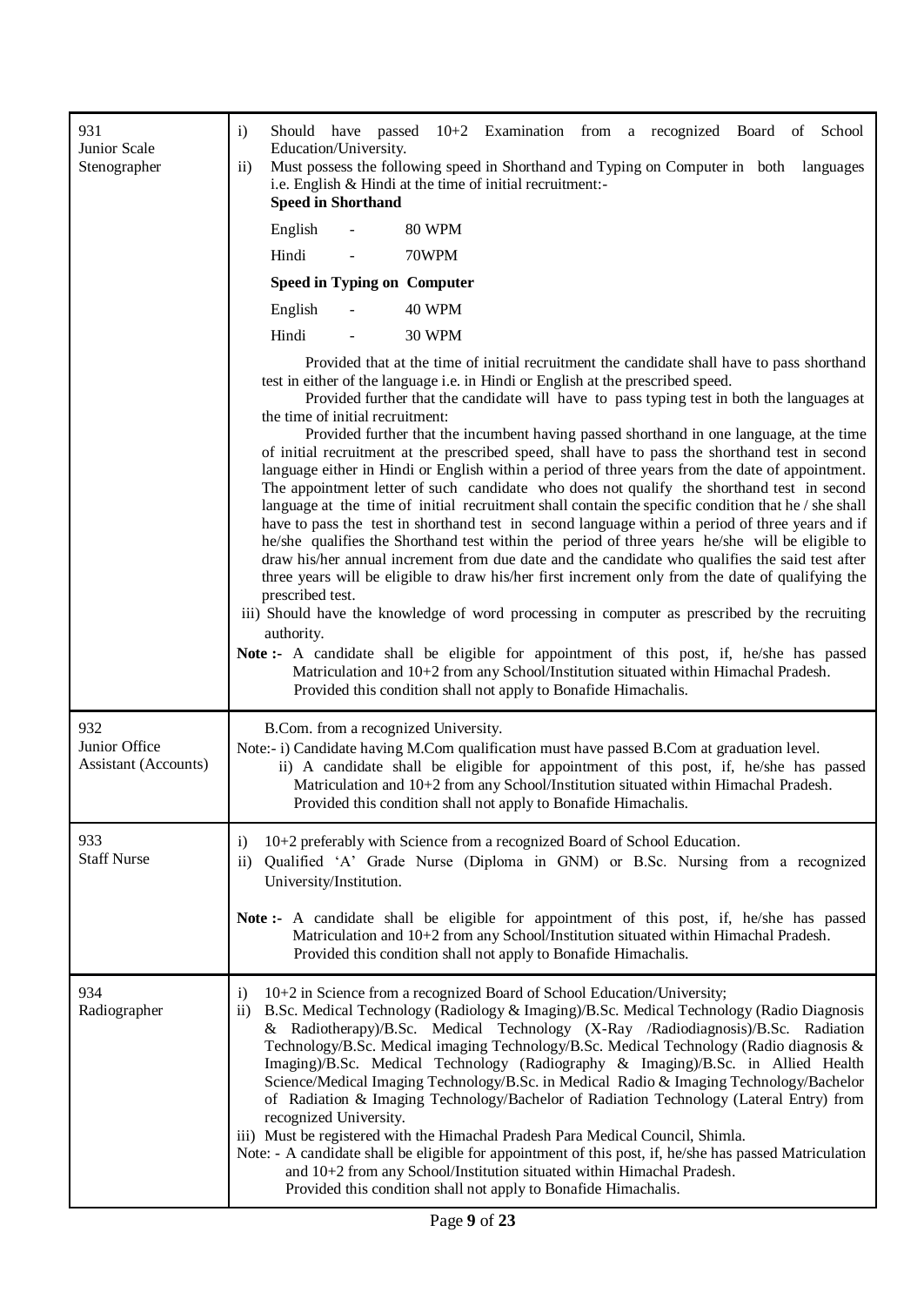| | |
|---|---|
| 931<br>Junior Scale Stenographer | i) Should have passed 10+2 Examination from a recognized Board of School Education/University.<br>ii) Must possess the following speed in Shorthand and Typing on Computer in both languages i.e. English & Hindi at the time of initial recruitment:-<br>**Speed in Shorthand**<br>English - 80 WPM<br>Hindi - 70WPM<br>**Speed in Typing on Computer**<br>English - 40 WPM<br>Hindi - 30 WPM<br>Provided that at the time of initial recruitment the candidate shall have to pass shorthand test in either of the language i.e. in Hindi or English at the prescribed speed.<br>Provided further that the candidate will have to pass typing test in both the languages at the time of initial recruitment:<br>Provided further that the incumbent having passed shorthand in one language, at the time of initial recruitment at the prescribed speed, shall have to pass the shorthand test in second language either in Hindi or English within a period of three years from the date of appointment. The appointment letter of such candidate who does not qualify the shorthand test in second language at the time of initial recruitment shall contain the specific condition that he / she shall have to pass the test in shorthand test in second language within a period of three years and if he/she qualifies the Shorthand test within the period of three years he/she will be eligible to draw his/her annual increment from due date and the candidate who qualifies the said test after three years will be eligible to draw his/her first increment only from the date of qualifying the prescribed test.<br>iii) Should have the knowledge of word processing in computer as prescribed by the recruiting authority.<br>**Note :-** A candidate shall be eligible for appointment of this post, if, he/she has passed Matriculation and 10+2 from any School/Institution situated within Himachal Pradesh. Provided this condition shall not apply to Bonafide Himachalis. |
| 932<br>Junior Office Assistant (Accounts) | B.Com. from a recognized University.<br>Note:- i) Candidate having M.Com qualification must have passed B.Com at graduation level.<br>ii) A candidate shall be eligible for appointment of this post, if, he/she has passed Matriculation and 10+2 from any School/Institution situated within Himachal Pradesh. Provided this condition shall not apply to Bonafide Himachalis. |
| 933<br>Staff Nurse | i) 10+2 preferably with Science from a recognized Board of School Education.<br>ii) Qualified 'A' Grade Nurse (Diploma in GNM) or B.Sc. Nursing from a recognized University/Institution.<br>**Note :-** A candidate shall be eligible for appointment of this post, if, he/she has passed Matriculation and 10+2 from any School/Institution situated within Himachal Pradesh. Provided this condition shall not apply to Bonafide Himachalis. |
| 934<br>Radiographer | i) 10+2 in Science from a recognized Board of School Education/University;<br>ii) B.Sc. Medical Technology (Radiology & Imaging)/B.Sc. Medical Technology (Radio Diagnosis & Radiotherapy)/B.Sc. Medical Technology (X-Ray /Radiodiagnosis)/B.Sc. Radiation Technology/B.Sc. Medical imaging Technology/B.Sc. Medical Technology (Radio diagnosis & Imaging)/B.Sc. Medical Technology (Radiography & Imaging)/B.Sc. in Allied Health Science/Medical Imaging Technology/B.Sc. in Medical Radio & Imaging Technology/Bachelor of Radiation & Imaging Technology/Bachelor of Radiation Technology (Lateral Entry) from recognized University.<br>iii) Must be registered with the Himachal Pradesh Para Medical Council, Shimla.<br>Note: - A candidate shall be eligible for appointment of this post, if, he/she has passed Matriculation and 10+2 from any School/Institution situated within Himachal Pradesh. Provided this condition shall not apply to Bonafide Himachalis. |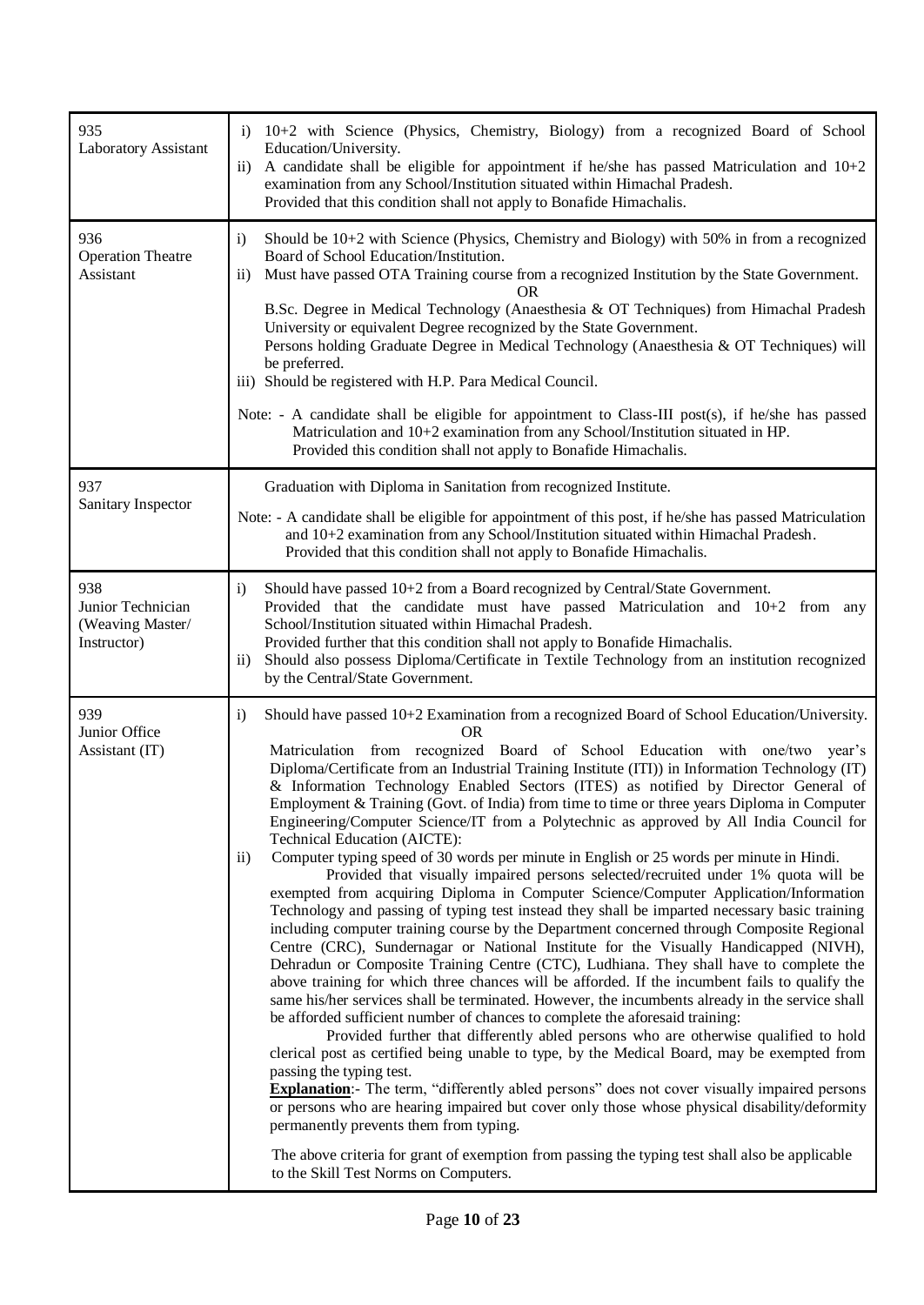| | |
|---|---|
| 935<br>Laboratory Assistant | i) 10+2 with Science (Physics, Chemistry, Biology) from a recognized Board of School Education/University.<br>ii) A candidate shall be eligible for appointment if he/she has passed Matriculation and 10+2 examination from any School/Institution situated within Himachal Pradesh.<br>Provided that this condition shall not apply to Bonafide Himachalis. |
| 936<br>Operation Theatre Assistant | i) Should be 10+2 with Science (Physics, Chemistry and Biology) with 50% in from a recognized Board of School Education/Institution.<br>ii) Must have passed OTA Training course from a recognized Institution by the State Government.<br>OR<br>B.Sc. Degree in Medical Technology (Anaesthesia & OT Techniques) from Himachal Pradesh University or equivalent Degree recognized by the State Government.<br>Persons holding Graduate Degree in Medical Technology (Anaesthesia & OT Techniques) will be preferred.<br>iii) Should be registered with H.P. Para Medical Council.<br><br>Note: - A candidate shall be eligible for appointment to Class-III post(s), if he/she has passed Matriculation and 10+2 examination from any School/Institution situated in HP.<br>Provided this condition shall not apply to Bonafide Himachalis. |
| 937<br>Sanitary Inspector | Graduation with Diploma in Sanitation from recognized Institute.<br><br>Note: - A candidate shall be eligible for appointment of this post, if he/she has passed Matriculation and 10+2 examination from any School/Institution situated within Himachal Pradesh.<br>Provided that this condition shall not apply to Bonafide Himachalis. |
| 938<br>Junior Technician (Weaving Master/ Instructor) | i) Should have passed 10+2 from a Board recognized by Central/State Government.<br>Provided that the candidate must have passed Matriculation and 10+2 from any School/Institution situated within Himachal Pradesh.<br>Provided further that this condition shall not apply to Bonafide Himachalis.<br>ii) Should also possess Diploma/Certificate in Textile Technology from an institution recognized by the Central/State Government. |
| 939<br>Junior Office Assistant (IT) | i) Should have passed 10+2 Examination from a recognized Board of School Education/University.<br>OR<br>Matriculation from recognized Board of School Education with one/two year's Diploma/Certificate from an Industrial Training Institute (ITI)) in Information Technology (IT) & Information Technology Enabled Sectors (ITES) as notified by Director General of Employment & Training (Govt. of India) from time to time or three years Diploma in Computer Engineering/Computer Science/IT from a Polytechnic as approved by All India Council for Technical Education (AICTE):<br>ii) Computer typing speed of 30 words per minute in English or 25 words per minute in Hindi.<br>Provided that visually impaired persons selected/recruited under 1% quota will be exempted from acquiring Diploma in Computer Science/Computer Application/Information Technology and passing of typing test instead they shall be imparted necessary basic training including computer training course by the Department concerned through Composite Regional Centre (CRC), Sundernagar or National Institute for the Visually Handicapped (NIVH), Dehradun or Composite Training Centre (CTC), Ludhiana. They shall have to complete the above training for which three chances will be afforded. If the incumbent fails to qualify the same his/her services shall be terminated. However, the incumbents already in the service shall be afforded sufficient number of chances to complete the aforesaid training:<br>Provided further that differently abled persons who are otherwise qualified to hold clerical post as certified being unable to type, by the Medical Board, may be exempted from passing the typing test.<br>**Explanation**:- The term, "differently abled persons" does not cover visually impaired persons or persons who are hearing impaired but cover only those whose physical disability/deformity permanently prevents them from typing.<br><br>The above criteria for grant of exemption from passing the typing test shall also be applicable to the Skill Test Norms on Computers. |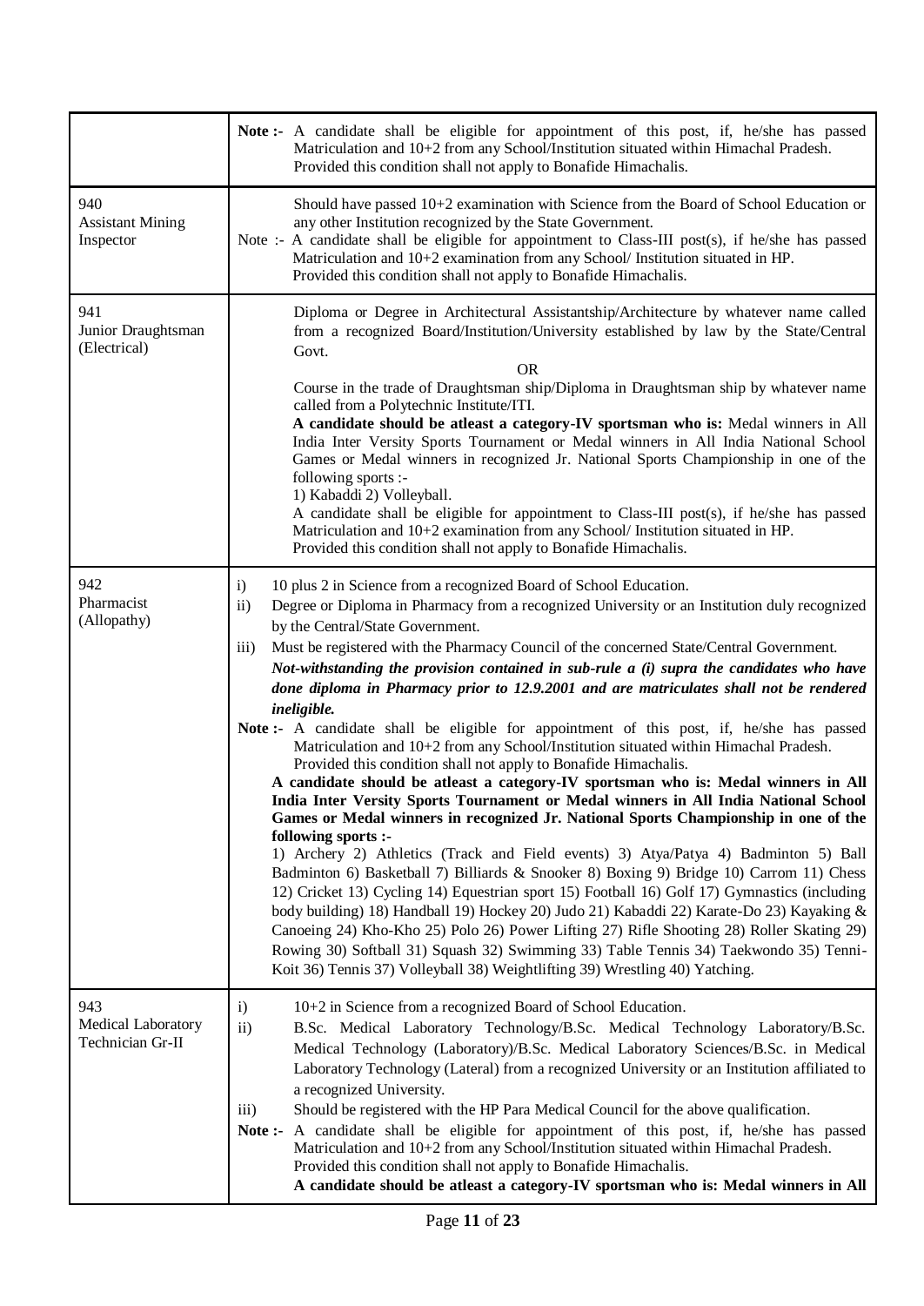| | |
|---|---|
| | **Note :-** A candidate shall be eligible for appointment of this post, if, he/she has passed Matriculation and 10+2 from any School/Institution situated within Himachal Pradesh. Provided this condition shall not apply to Bonafide Himachalis. |
| 940<br>Assistant Mining Inspector | Should have passed 10+2 examination with Science from the Board of School Education or any other Institution recognized by the State Government.<br>Note :- A candidate shall be eligible for appointment to Class-III post(s), if he/she has passed Matriculation and 10+2 examination from any School/ Institution situated in HP. Provided this condition shall not apply to Bonafide Himachalis. |
| 941<br>Junior Draughtsman (Electrical) | Diploma or Degree in Architectural Assistantship/Architecture by whatever name called from a recognized Board/Institution/University established by law by the State/Central Govt.<br>OR<br>Course in the trade of Draughtsman ship/Diploma in Draughtsman ship by whatever name called from a Polytechnic Institute/ITI.<br>**A candidate should be atleast a category-IV sportsman who is:** Medal winners in All India Inter Versity Sports Tournament or Medal winners in All India National School Games or Medal winners in recognized Jr. National Sports Championship in one of the following sports :-<br>1) Kabaddi 2) Volleyball.<br>A candidate shall be eligible for appointment to Class-III post(s), if he/she has passed Matriculation and 10+2 examination from any School/ Institution situated in HP. Provided this condition shall not apply to Bonafide Himachalis. |
| 942<br>Pharmacist (Allopathy) | i) 10 plus 2 in Science from a recognized Board of School Education.<br>ii) Degree or Diploma in Pharmacy from a recognized University or an Institution duly recognized by the Central/State Government.<br>iii) Must be registered with the Pharmacy Council of the concerned State/Central Government.<br>***Not-withstanding the provision contained in sub-rule a (i) supra the candidates who have done diploma in Pharmacy prior to 12.9.2001 and are matriculates shall not be rendered ineligible.***<br>**Note :-** A candidate shall be eligible for appointment of this post, if, he/she has passed Matriculation and 10+2 from any School/Institution situated within Himachal Pradesh. Provided this condition shall not apply to Bonafide Himachalis.<br>**A candidate should be atleast a category-IV sportsman who is: Medal winners in All India Inter Versity Sports Tournament or Medal winners in All India National School Games or Medal winners in recognized Jr. National Sports Championship in one of the following sports :-**<br>1) Archery 2) Athletics (Track and Field events) 3) Atya/Patya 4) Badminton 5) Ball Badminton 6) Basketball 7) Billiards & Snooker 8) Boxing 9) Bridge 10) Carrom 11) Chess 12) Cricket 13) Cycling 14) Equestrian sport 15) Football 16) Golf 17) Gymnastics (including body building) 18) Handball 19) Hockey 20) Judo 21) Kabaddi 22) Karate-Do 23) Kayaking & Canoeing 24) Kho-Kho 25) Polo 26) Power Lifting 27) Rifle Shooting 28) Roller Skating 29) Rowing 30) Softball 31) Squash 32) Swimming 33) Table Tennis 34) Taekwondo 35) Tenni-Koit 36) Tennis 37) Volleyball 38) Weightlifting 39) Wrestling 40) Yatching. |
| 943<br>Medical Laboratory Technician Gr-II | i) 10+2 in Science from a recognized Board of School Education.<br>ii) B.Sc. Medical Laboratory Technology/B.Sc. Medical Technology Laboratory/B.Sc. Medical Technology (Laboratory)/B.Sc. Medical Laboratory Sciences/B.Sc. in Medical Laboratory Technology (Lateral) from a recognized University or an Institution affiliated to a recognized University.<br>iii) Should be registered with the HP Para Medical Council for the above qualification.<br>**Note :-** A candidate shall be eligible for appointment of this post, if, he/she has passed Matriculation and 10+2 from any School/Institution situated within Himachal Pradesh. Provided this condition shall not apply to Bonafide Himachalis.<br>**A candidate should be atleast a category-IV sportsman who is: Medal winners in All** |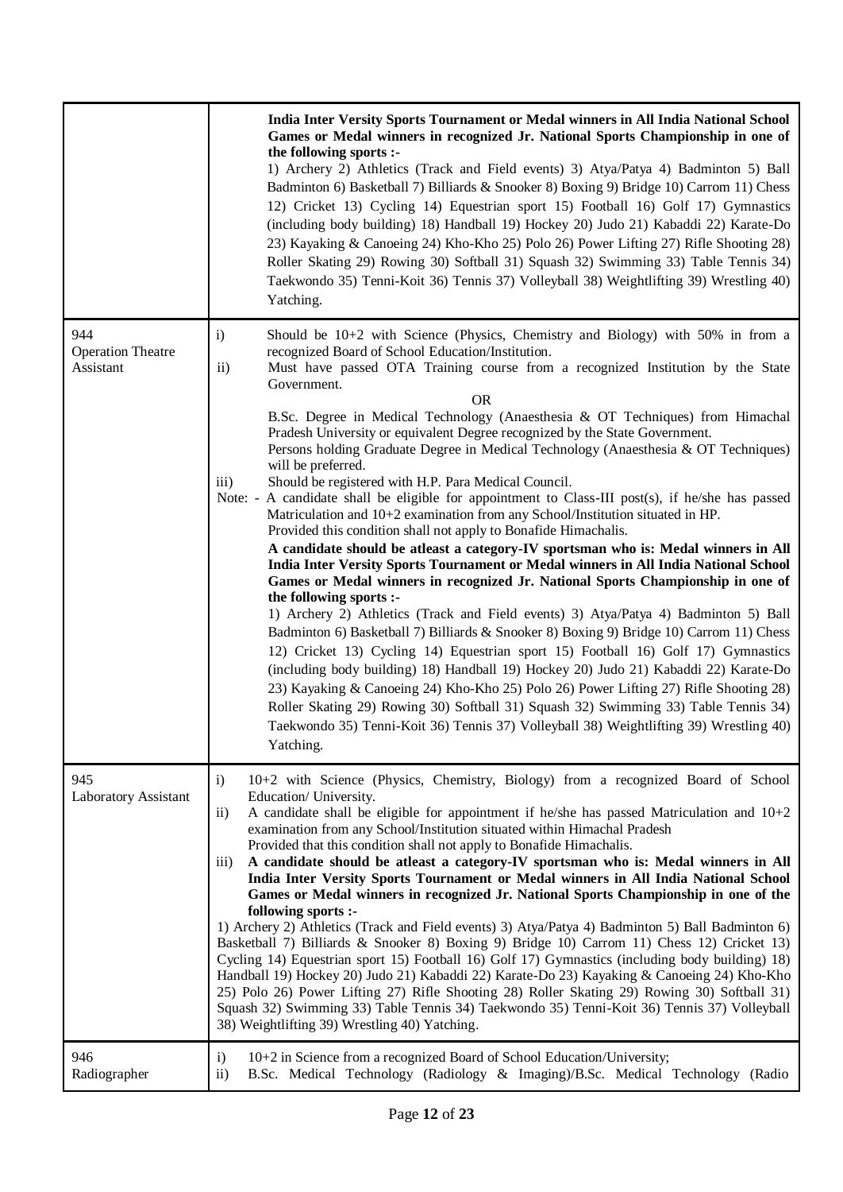| | |
|---|---|
| | **India Inter Versity Sports Tournament or Medal winners in All India National School Games or Medal winners in recognized Jr. National Sports Championship in one of the following sports :-** 1) Archery 2) Athletics (Track and Field events) 3) Atya/Patya 4) Badminton 5) Ball Badminton 6) Basketball 7) Billiards & Snooker 8) Boxing 9) Bridge 10) Carrom 11) Chess 12) Cricket 13) Cycling 14) Equestrian sport 15) Football 16) Golf 17) Gymnastics (including body building) 18) Handball 19) Hockey 20) Judo 21) Kabaddi 22) Karate-Do 23) Kayaking & Canoeing 24) Kho-Kho 25) Polo 26) Power Lifting 27) Rifle Shooting 28) Roller Skating 29) Rowing 30) Softball 31) Squash 32) Swimming 33) Table Tennis 34) Taekwondo 35) Tenni-Koit 36) Tennis 37) Volleyball 38) Weightlifting 39) Wrestling 40) Yatching. |
| 944<br>Operation Theatre Assistant | i) Should be 10+2 with Science (Physics, Chemistry and Biology) with 50% in from a recognized Board of School Education/Institution.<br>ii) Must have passed OTA Training course from a recognized Institution by the State Government.<br>OR<br>B.Sc. Degree in Medical Technology (Anaesthesia & OT Techniques) from Himachal Pradesh University or equivalent Degree recognized by the State Government.<br>Persons holding Graduate Degree in Medical Technology (Anaesthesia & OT Techniques) will be preferred.<br>iii) Should be registered with H.P. Para Medical Council.<br>Note: - A candidate shall be eligible for appointment to Class-III post(s), if he/she has passed Matriculation and 10+2 examination from any School/Institution situated in HP.<br>Provided this condition shall not apply to Bonafide Himachalis.<br>**A candidate should be atleast a category-IV sportsman who is: Medal winners in All India Inter Versity Sports Tournament or Medal winners in All India National School Games or Medal winners in recognized Jr. National Sports Championship in one of the following sports :-**<br>1) Archery 2) Athletics (Track and Field events) 3) Atya/Patya 4) Badminton 5) Ball Badminton 6) Basketball 7) Billiards & Snooker 8) Boxing 9) Bridge 10) Carrom 11) Chess 12) Cricket 13) Cycling 14) Equestrian sport 15) Football 16) Golf 17) Gymnastics (including body building) 18) Handball 19) Hockey 20) Judo 21) Kabaddi 22) Karate-Do 23) Kayaking & Canoeing 24) Kho-Kho 25) Polo 26) Power Lifting 27) Rifle Shooting 28) Roller Skating 29) Rowing 30) Softball 31) Squash 32) Swimming 33) Table Tennis 34) Taekwondo 35) Tenni-Koit 36) Tennis 37) Volleyball 38) Weightlifting 39) Wrestling 40) Yatching. |
| 945<br>Laboratory Assistant | i) 10+2 with Science (Physics, Chemistry, Biology) from a recognized Board of School Education/ University.<br>ii) A candidate shall be eligible for appointment if he/she has passed Matriculation and 10+2 examination from any School/Institution situated within Himachal Pradesh<br>Provided that this condition shall not apply to Bonafide Himachalis.<br>iii) **A candidate should be atleast a category-IV sportsman who is: Medal winners in All India Inter Versity Sports Tournament or Medal winners in All India National School Games or Medal winners in recognized Jr. National Sports Championship in one of the following sports :-**<br>1) Archery 2) Athletics (Track and Field events) 3) Atya/Patya 4) Badminton 5) Ball Badminton 6) Basketball 7) Billiards & Snooker 8) Boxing 9) Bridge 10) Carrom 11) Chess 12) Cricket 13) Cycling 14) Equestrian sport 15) Football 16) Golf 17) Gymnastics (including body building) 18) Handball 19) Hockey 20) Judo 21) Kabaddi 22) Karate-Do 23) Kayaking & Canoeing 24) Kho-Kho 25) Polo 26) Power Lifting 27) Rifle Shooting 28) Roller Skating 29) Rowing 30) Softball 31) Squash 32) Swimming 33) Table Tennis 34) Taekwondo 35) Tenni-Koit 36) Tennis 37) Volleyball 38) Weightlifting 39) Wrestling 40) Yatching. |
| 946<br>Radiographer | i) 10+2 in Science from a recognized Board of School Education/University;<br>ii) B.Sc. Medical Technology (Radiology & Imaging)/B.Sc. Medical Technology (Radio |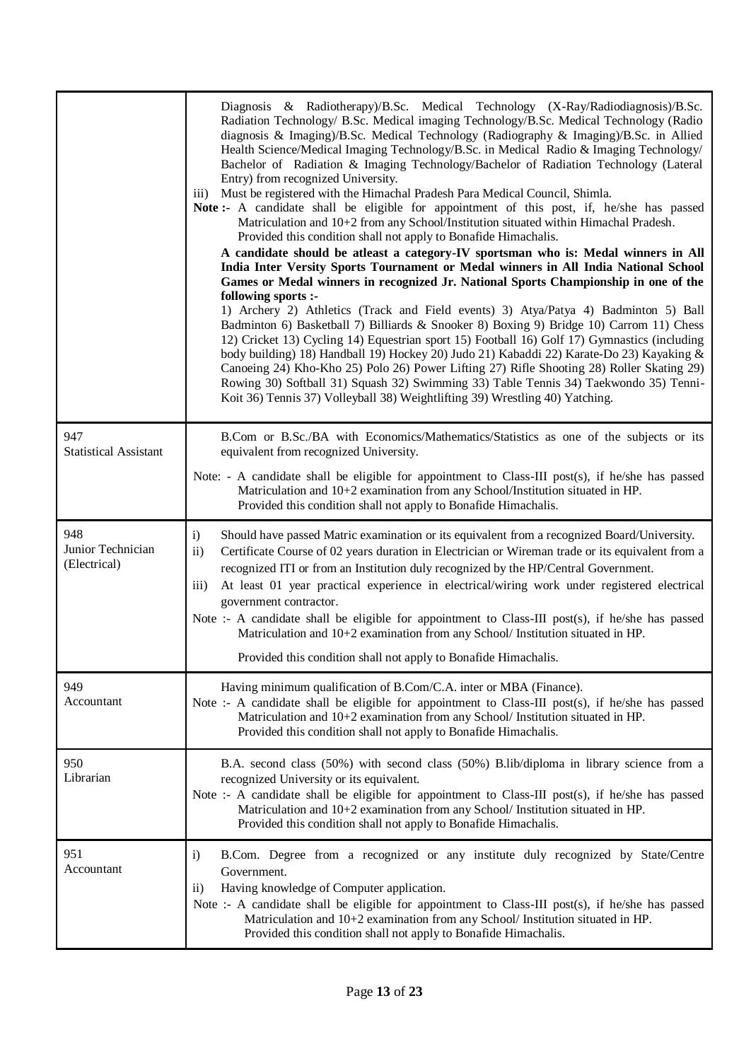| | |
|---|---|
| | Diagnosis & Radiotherapy)/B.Sc. Medical Technology (X-Ray/Radiodiagnosis)/B.Sc. Radiation Technology/ B.Sc. Medical imaging Technology/B.Sc. Medical Technology (Radio diagnosis & Imaging)/B.Sc. Medical Technology (Radiography & Imaging)/B.Sc. in Allied Health Science/Medical Imaging Technology/B.Sc. in Medical Radio & Imaging Technology/ Bachelor of Radiation & Imaging Technology/Bachelor of Radiation Technology (Lateral Entry) from recognized University.<br>iii) Must be registered with the Himachal Pradesh Para Medical Council, Shimla.<br>**Note :-** A candidate shall be eligible for appointment of this post, if, he/she has passed Matriculation and 10+2 from any School/Institution situated within Himachal Pradesh. Provided this condition shall not apply to Bonafide Himachalis.<br>**A candidate should be atleast a category-IV sportsman who is: Medal winners in All India Inter Versity Sports Tournament or Medal winners in All India National School Games or Medal winners in recognized Jr. National Sports Championship in one of the following sports :-**<br>1) Archery 2) Athletics (Track and Field events) 3) Atya/Patya 4) Badminton 5) Ball Badminton 6) Basketball 7) Billiards & Snooker 8) Boxing 9) Bridge 10) Carrom 11) Chess 12) Cricket 13) Cycling 14) Equestrian sport 15) Football 16) Golf 17) Gymnastics (including body building) 18) Handball 19) Hockey 20) Judo 21) Kabaddi 22) Karate-Do 23) Kayaking & Canoeing 24) Kho-Kho 25) Polo 26) Power Lifting 27) Rifle Shooting 28) Roller Skating 29) Rowing 30) Softball 31) Squash 32) Swimming 33) Table Tennis 34) Taekwondo 35) Tenni-Koit 36) Tennis 37) Volleyball 38) Weightlifting 39) Wrestling 40) Yatching. |
| 947<br>Statistical Assistant | B.Com or B.Sc./BA with Economics/Mathematics/Statistics as one of the subjects or its equivalent from recognized University.<br>Note: - A candidate shall be eligible for appointment to Class-III post(s), if he/she has passed Matriculation and 10+2 examination from any School/Institution situated in HP. Provided this condition shall not apply to Bonafide Himachalis. |
| 948<br>Junior Technician (Electrical) | i) Should have passed Matric examination or its equivalent from a recognized Board/University.<br>ii) Certificate Course of 02 years duration in Electrician or Wireman trade or its equivalent from a recognized ITI or from an Institution duly recognized by the HP/Central Government.<br>iii) At least 01 year practical experience in electrical/wiring work under registered electrical government contractor.<br>Note :- A candidate shall be eligible for appointment to Class-III post(s), if he/she has passed Matriculation and 10+2 examination from any School/ Institution situated in HP.<br>Provided this condition shall not apply to Bonafide Himachalis. |
| 949<br>Accountant | Having minimum qualification of B.Com/C.A. inter or MBA (Finance).<br>Note :- A candidate shall be eligible for appointment to Class-III post(s), if he/she has passed Matriculation and 10+2 examination from any School/ Institution situated in HP. Provided this condition shall not apply to Bonafide Himachalis. |
| 950<br>Librarian | B.A. second class (50%) with second class (50%) B.lib/diploma in library science from a recognized University or its equivalent.<br>Note :- A candidate shall be eligible for appointment to Class-III post(s), if he/she has passed Matriculation and 10+2 examination from any School/ Institution situated in HP. Provided this condition shall not apply to Bonafide Himachalis. |
| 951<br>Accountant | i) B.Com. Degree from a recognized or any institute duly recognized by State/Centre Government.<br>ii) Having knowledge of Computer application.<br>Note :- A candidate shall be eligible for appointment to Class-III post(s), if he/she has passed Matriculation and 10+2 examination from any School/ Institution situated in HP. Provided this condition shall not apply to Bonafide Himachalis. |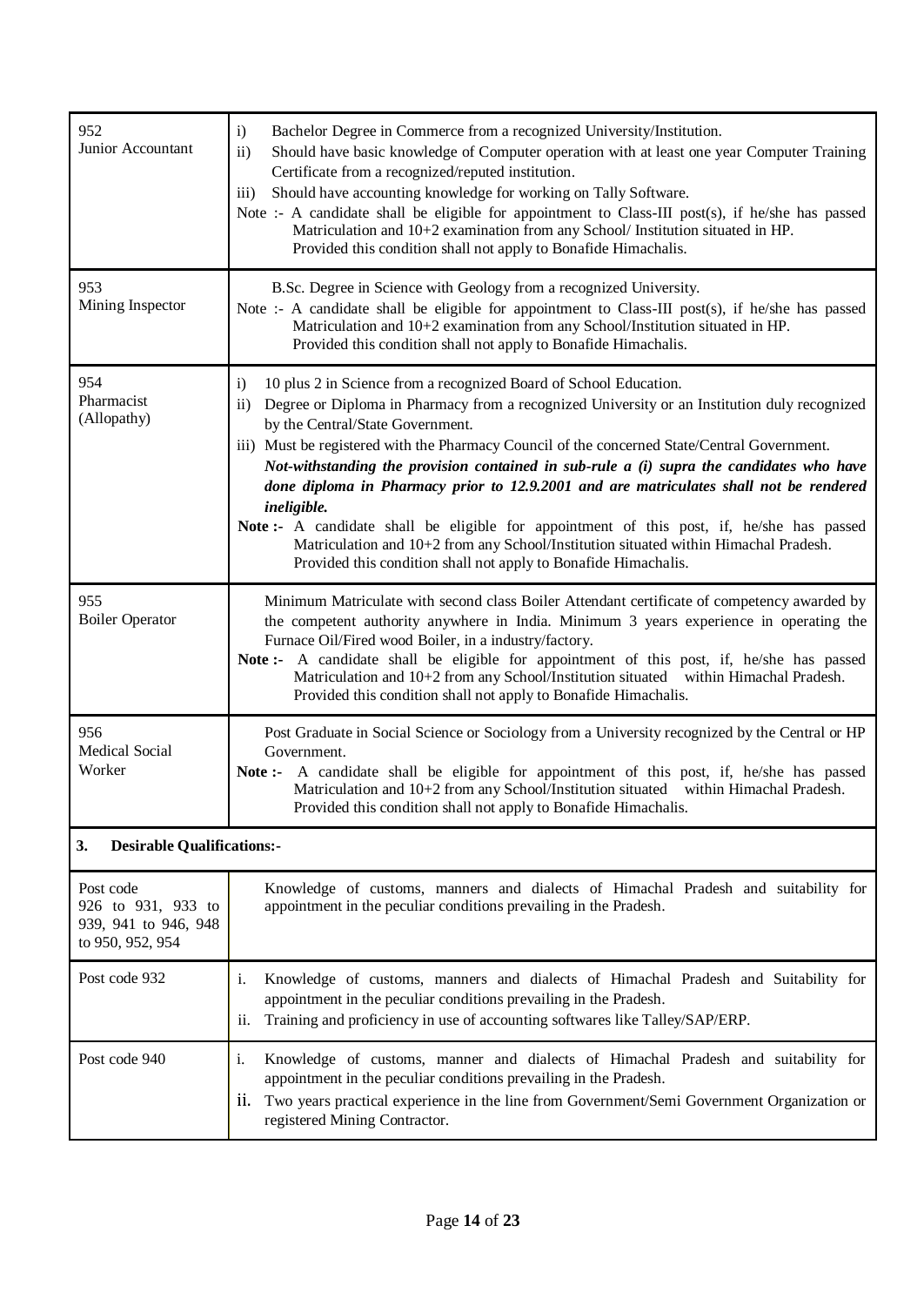| | |
|---|---|
| 952<br>Junior Accountant | i) Bachelor Degree in Commerce from a recognized University/Institution.<br>ii) Should have basic knowledge of Computer operation with at least one year Computer Training Certificate from a recognized/reputed institution.<br>iii) Should have accounting knowledge for working on Tally Software.<br>Note :- A candidate shall be eligible for appointment to Class-III post(s), if he/she has passed Matriculation and 10+2 examination from any School/ Institution situated in HP.<br>Provided this condition shall not apply to Bonafide Himachalis. |
| 953<br>Mining Inspector | B.Sc. Degree in Science with Geology from a recognized University.<br>Note :- A candidate shall be eligible for appointment to Class-III post(s), if he/she has passed Matriculation and 10+2 examination from any School/Institution situated in HP.<br>Provided this condition shall not apply to Bonafide Himachalis. |
| 954<br>Pharmacist (Allopathy) | i) 10 plus 2 in Science from a recognized Board of School Education.<br>ii) Degree or Diploma in Pharmacy from a recognized University or an Institution duly recognized by the Central/State Government.<br>iii) Must be registered with the Pharmacy Council of the concerned State/Central Government.<br>***Not-withstanding the provision contained in sub-rule a (i) supra the candidates who have done diploma in Pharmacy prior to 12.9.2001 and are matriculates shall not be rendered ineligible.***<br>**Note :-** A candidate shall be eligible for appointment of this post, if, he/she has passed Matriculation and 10+2 from any School/Institution situated within Himachal Pradesh.<br>Provided this condition shall not apply to Bonafide Himachalis. |
| 955<br>Boiler Operator | Minimum Matriculate with second class Boiler Attendant certificate of competency awarded by the competent authority anywhere in India. Minimum 3 years experience in operating the Furnace Oil/Fired wood Boiler, in a industry/factory.<br>**Note :-** A candidate shall be eligible for appointment of this post, if, he/she has passed Matriculation and 10+2 from any School/Institution situated within Himachal Pradesh.<br>Provided this condition shall not apply to Bonafide Himachalis. |
| 956<br>Medical Social Worker | Post Graduate in Social Science or Sociology from a University recognized by the Central or HP Government.<br>**Note :-** A candidate shall be eligible for appointment of this post, if, he/she has passed Matriculation and 10+2 from any School/Institution situated within Himachal Pradesh.<br>Provided this condition shall not apply to Bonafide Himachalis. |
| **3. Desirable Qualifications:-** | |
| Post code 926 to 931, 933 to 939, 941 to 946, 948 to 950, 952, 954 | Knowledge of customs, manners and dialects of Himachal Pradesh and suitability for appointment in the peculiar conditions prevailing in the Pradesh. |
| Post code 932 | i. Knowledge of customs, manners and dialects of Himachal Pradesh and Suitability for appointment in the peculiar conditions prevailing in the Pradesh.<br>ii. Training and proficiency in use of accounting softwares like Talley/SAP/ERP. |
| Post code 940 | i. Knowledge of customs, manner and dialects of Himachal Pradesh and suitability for appointment in the peculiar conditions prevailing in the Pradesh.<br>ii. Two years practical experience in the line from Government/Semi Government Organization or registered Mining Contractor. |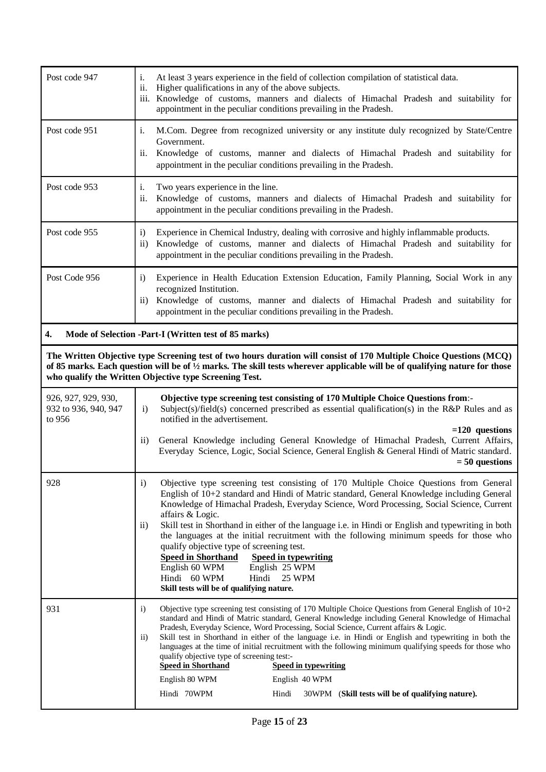| | |
|---|---|
| Post code 947 | i. At least 3 years experience in the field of collection compilation of statistical data.<br>ii. Higher qualifications in any of the above subjects.<br>iii. Knowledge of customs, manners and dialects of Himachal Pradesh and suitability for appointment in the peculiar conditions prevailing in the Pradesh. |
| Post code 951 | i. M.Com. Degree from recognized university or any institute duly recognized by State/Centre Government.<br>ii. Knowledge of customs, manner and dialects of Himachal Pradesh and suitability for appointment in the peculiar conditions prevailing in the Pradesh. |
| Post code 953 | i. Two years experience in the line.<br>ii. Knowledge of customs, manners and dialects of Himachal Pradesh and suitability for appointment in the peculiar conditions prevailing in the Pradesh. |
| Post code 955 | i) Experience in Chemical Industry, dealing with corrosive and highly inflammable products.<br>ii) Knowledge of customs, manner and dialects of Himachal Pradesh and suitability for appointment in the peculiar conditions prevailing in the Pradesh. |
| Post Code 956 | i) Experience in Health Education Extension Education, Family Planning, Social Work in any recognized Institution.<br>ii) Knowledge of customs, manner and dialects of Himachal Pradesh and suitability for appointment in the peculiar conditions prevailing in the Pradesh. |

**4. Mode of Selection -Part-I (Written test of 85 marks)**

**The Written Objective type Screening test of two hours duration will consist of 170 Multiple Choice Questions (MCQ) of 85 marks. Each question will be of ½ marks. The skill tests wherever applicable will be of qualifying nature for those who qualify the Written Objective type Screening Test.**

| | |
|---|---|
| 926, 927, 929, 930, 932 to 936, 940, 947 to 956 | **Objective type screening test consisting of 170 Multiple Choice Questions from**:-<br>i) Subject(s)/field(s) concerned prescribed as essential qualification(s) in the R&P Rules and as notified in the advertisement. **=120 questions**<br>ii) General Knowledge including General Knowledge of Himachal Pradesh, Current Affairs, Everyday Science, Logic, Social Science, General English & General Hindi of Matric standard. **= 50 questions** |
| 928 | i) Objective type screening test consisting of 170 Multiple Choice Questions from General English of 10+2 standard and Hindi of Matric standard, General Knowledge including General Knowledge of Himachal Pradesh, Everyday Science, Word Processing, Social Science, Current affairs & Logic.<br>ii) Skill test in Shorthand in either of the language i.e. in Hindi or English and typewriting in both the languages at the initial recruitment with the following minimum speeds for those who qualify objective type of screening test.<br>**Speed in Shorthand** — **Speed in typewriting**<br>English 60 WPM — English 25 WPM<br>Hindi 60 WPM — Hindi 25 WPM<br>**Skill tests will be of qualifying nature.** |
| 931 | i) Objective type screening test consisting of 170 Multiple Choice Questions from General English of 10+2 standard and Hindi of Matric standard, General Knowledge including General Knowledge of Himachal Pradesh, Everyday Science, Word Processing, Social Science, Current affairs & Logic.<br>ii) Skill test in Shorthand in either of the language i.e. in Hindi or English and typewriting in both the languages at the time of initial recruitment with the following minimum qualifying speeds for those who qualify objective type of screening test:-<br>**Speed in Shorthand** — **Speed in typewriting**<br>English 80 WPM — English 40 WPM<br>Hindi 70WPM — Hindi 30WPM (**Skill tests will be of qualifying nature).** |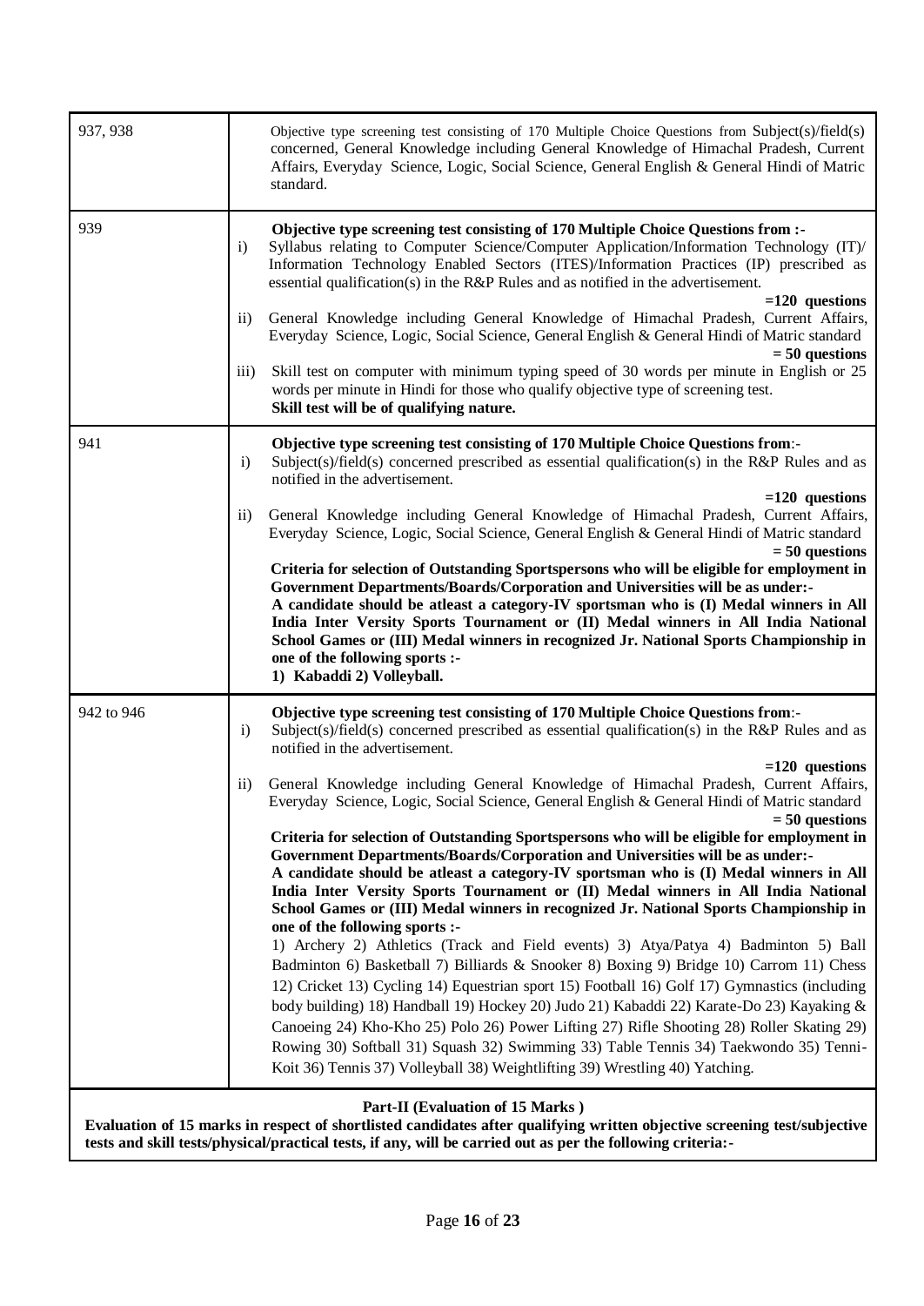| | |
|---|---|
| 937, 938 | Objective type screening test consisting of 170 Multiple Choice Questions from Subject(s)/field(s) concerned, General Knowledge including General Knowledge of Himachal Pradesh, Current Affairs, Everyday Science, Logic, Social Science, General English & General Hindi of Matric standard. |
| 939 | **Objective type screening test consisting of 170 Multiple Choice Questions from :-**<br>i) Syllabus relating to Computer Science/Computer Application/Information Technology (IT)/ Information Technology Enabled Sectors (ITES)/Information Practices (IP) prescribed as essential qualification(s) in the R&P Rules and as notified in the advertisement. **=120 questions**<br>ii) General Knowledge including General Knowledge of Himachal Pradesh, Current Affairs, Everyday Science, Logic, Social Science, General English & General Hindi of Matric standard **= 50 questions**<br>iii) Skill test on computer with minimum typing speed of 30 words per minute in English or 25 words per minute in Hindi for those who qualify objective type of screening test. **Skill test will be of qualifying nature.** |
| 941 | **Objective type screening test consisting of 170 Multiple Choice Questions from**:-<br>i) Subject(s)/field(s) concerned prescribed as essential qualification(s) in the R&P Rules and as notified in the advertisement. **=120 questions**<br>ii) General Knowledge including General Knowledge of Himachal Pradesh, Current Affairs, Everyday Science, Logic, Social Science, General English & General Hindi of Matric standard **= 50 questions**<br>**Criteria for selection of Outstanding Sportspersons who will be eligible for employment in Government Departments/Boards/Corporation and Universities will be as under:-**<br>**A candidate should be atleast a category-IV sportsman who is (I) Medal winners in All India Inter Versity Sports Tournament or (II) Medal winners in All India National School Games or (III) Medal winners in recognized Jr. National Sports Championship in one of the following sports :-**<br>**1) Kabaddi 2) Volleyball.** |
| 942 to 946 | **Objective type screening test consisting of 170 Multiple Choice Questions from**:-<br>i) Subject(s)/field(s) concerned prescribed as essential qualification(s) in the R&P Rules and as notified in the advertisement. **=120 questions**<br>ii) General Knowledge including General Knowledge of Himachal Pradesh, Current Affairs, Everyday Science, Logic, Social Science, General English & General Hindi of Matric standard **= 50 questions**<br>**Criteria for selection of Outstanding Sportspersons who will be eligible for employment in Government Departments/Boards/Corporation and Universities will be as under:-**<br>**A candidate should be atleast a category-IV sportsman who is (I) Medal winners in All India Inter Versity Sports Tournament or (II) Medal winners in All India National School Games or (III) Medal winners in recognized Jr. National Sports Championship in one of the following sports :-**<br>1) Archery 2) Athletics (Track and Field events) 3) Atya/Patya 4) Badminton 5) Ball Badminton 6) Basketball 7) Billiards & Snooker 8) Boxing 9) Bridge 10) Carrom 11) Chess 12) Cricket 13) Cycling 14) Equestrian sport 15) Football 16) Golf 17) Gymnastics (including body building) 18) Handball 19) Hockey 20) Judo 21) Kabaddi 22) Karate-Do 23) Kayaking & Canoeing 24) Kho-Kho 25) Polo 26) Power Lifting 27) Rifle Shooting 28) Roller Skating 29) Rowing 30) Softball 31) Squash 32) Swimming 33) Table Tennis 34) Taekwondo 35) Tenni-Koit 36) Tennis 37) Volleyball 38) Weightlifting 39) Wrestling 40) Yatching. |

**Part-II (Evaluation of 15 Marks )**

**Evaluation of 15 marks in respect of shortlisted candidates after qualifying written objective screening test/subjective tests and skill tests/physical/practical tests, if any, will be carried out as per the following criteria:-**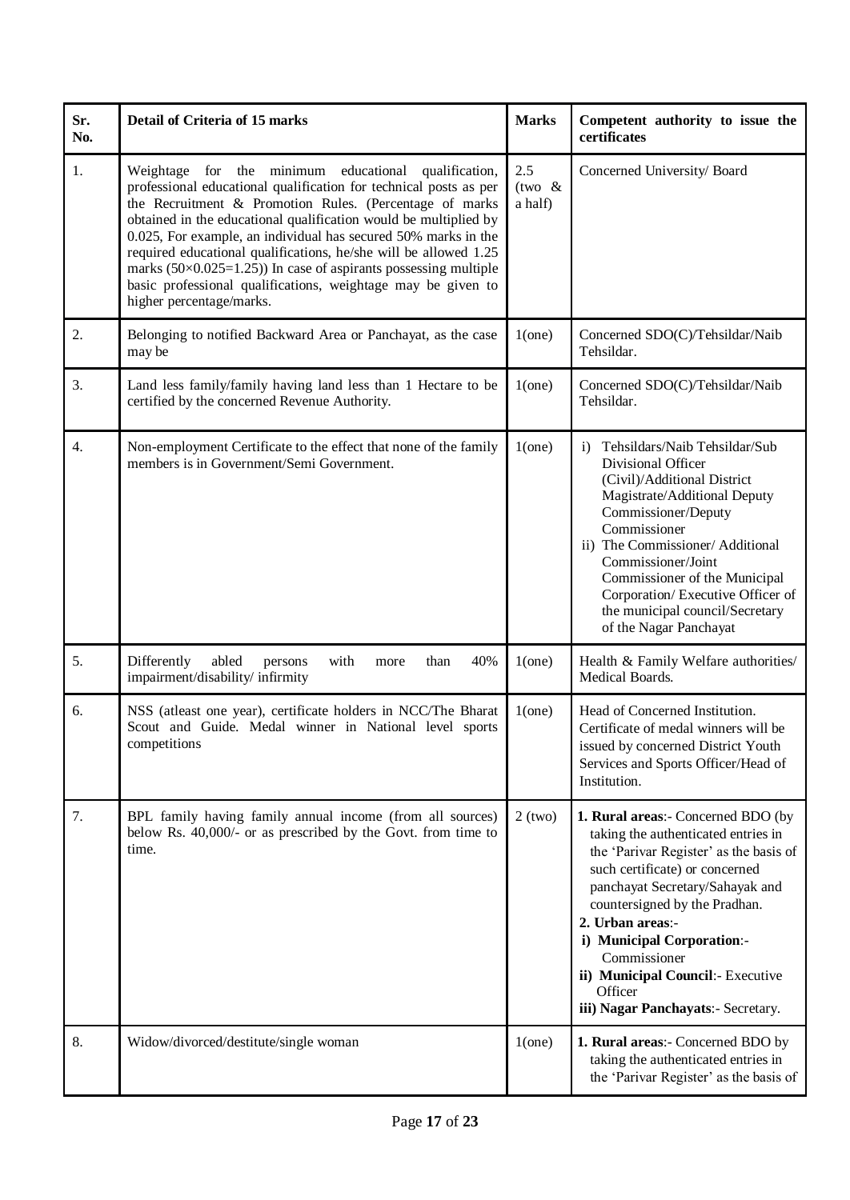| Sr. No. | Detail of Criteria of 15 marks | Marks | Competent authority to issue the certificates |
|---|---|---|---|
| 1. | Weightage for the minimum educational qualification, professional educational qualification for technical posts as per the Recruitment & Promotion Rules. (Percentage of marks obtained in the educational qualification would be multiplied by 0.025, For example, an individual has secured 50% marks in the required educational qualifications, he/she will be allowed 1.25 marks ($50 \times 0.025 = 1.25$)) In case of aspirants possessing multiple basic professional qualifications, weightage may be given to higher percentage/marks. | 2.5 (two & a half) | Concerned University/ Board |
| 2. | Belonging to notified Backward Area or Panchayat, as the case may be | 1(one) | Concerned SDO(C)/Tehsildar/Naib Tehsildar. |
| 3. | Land less family/family having land less than 1 Hectare to be certified by the concerned Revenue Authority. | 1(one) | Concerned SDO(C)/Tehsildar/Naib Tehsildar. |
| 4. | Non-employment Certificate to the effect that none of the family members is in Government/Semi Government. | 1(one) | i) Tehsildars/Naib Tehsildar/Sub Divisional Officer (Civil)/Additional District Magistrate/Additional Deputy Commissioner/Deputy Commissioner<br>ii) The Commissioner/ Additional Commissioner/Joint Commissioner of the Municipal Corporation/ Executive Officer of the municipal council/Secretary of the Nagar Panchayat |
| 5. | Differently abled persons with more than 40% impairment/disability/ infirmity | 1(one) | Health & Family Welfare authorities/ Medical Boards. |
| 6. | NSS (atleast one year), certificate holders in NCC/The Bharat Scout and Guide. Medal winner in National level sports competitions | 1(one) | Head of Concerned Institution. Certificate of medal winners will be issued by concerned District Youth Services and Sports Officer/Head of Institution. |
| 7. | BPL family having family annual income (from all sources) below Rs. 40,000/- or as prescribed by the Govt. from time to time. | 2 (two) | **1. Rural areas**:- Concerned BDO (by taking the authenticated entries in the 'Parivar Register' as the basis of such certificate) or concerned panchayat Secretary/Sahayak and countersigned by the Pradhan.<br>**2. Urban areas**:-<br>**i) Municipal Corporation**:- Commissioner<br>**ii) Municipal Council**:- Executive Officer<br>**iii) Nagar Panchayats**:- Secretary. |
| 8. | Widow/divorced/destitute/single woman | 1(one) | **1. Rural areas**:- Concerned BDO by taking the authenticated entries in the 'Parivar Register' as the basis of |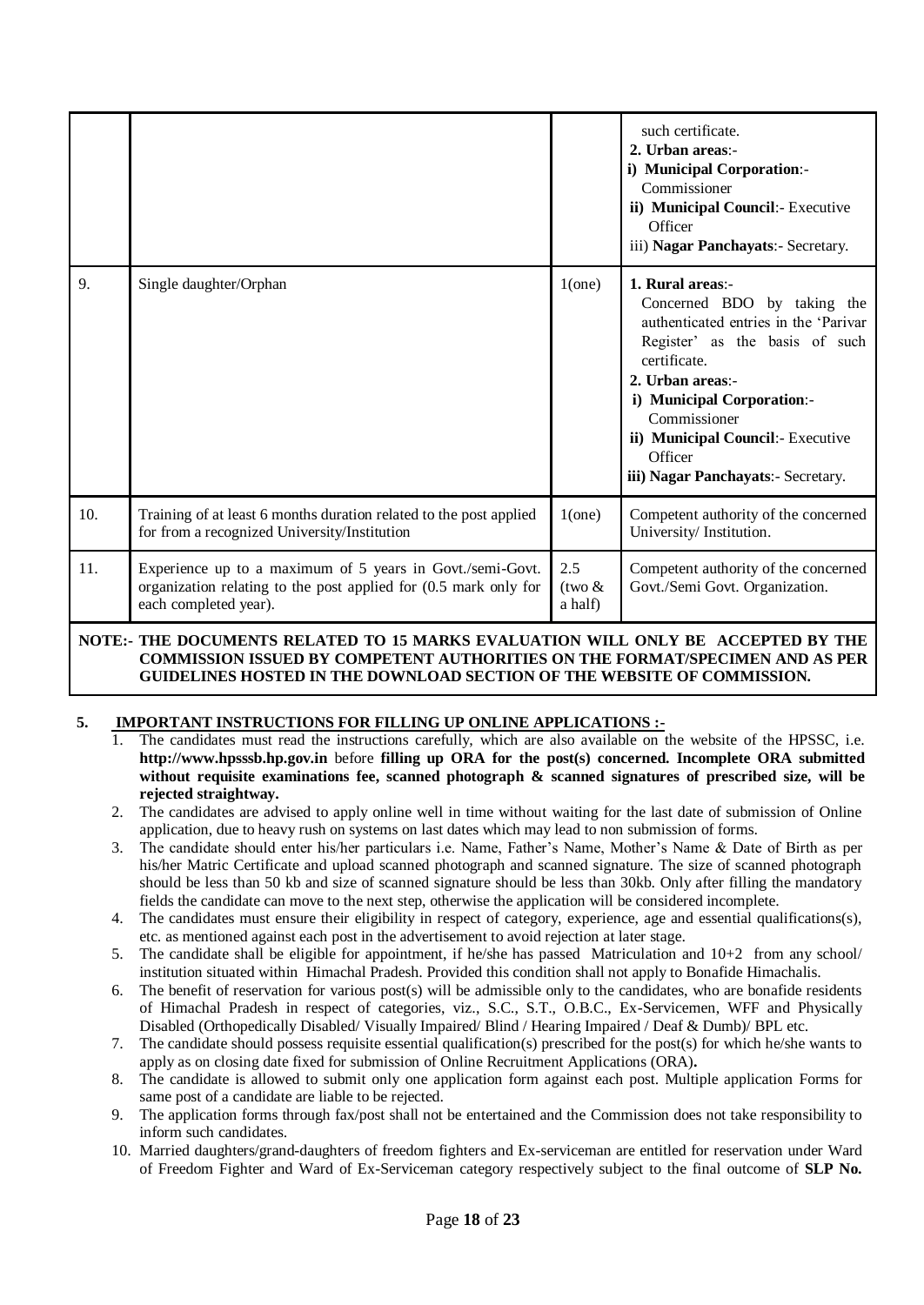| | | | |
|---|---|---|---|
| | | | such certificate.<br>**2. Urban areas**:-<br>**i) Municipal Corporation**:- Commissioner<br>**ii) Municipal Council**:- Executive Officer<br>iii) **Nagar Panchayats**:- Secretary. |
| 9. | Single daughter/Orphan | 1(one) | **1. Rural areas**:-<br>Concerned BDO by taking the authenticated entries in the 'Parivar Register' as the basis of such certificate.<br>**2. Urban areas**:-<br>**i) Municipal Corporation**:- Commissioner<br>**ii) Municipal Council**:- Executive Officer<br>**iii) Nagar Panchayats**:- Secretary. |
| 10. | Training of at least 6 months duration related to the post applied for from a recognized University/Institution | 1(one) | Competent authority of the concerned University/ Institution. |
| 11. | Experience up to a maximum of 5 years in Govt./semi-Govt. organization relating to the post applied for (0.5 mark only for each completed year). | 2.5 (two & a half) | Competent authority of the concerned Govt./Semi Govt. Organization. |

**NOTE:- THE DOCUMENTS RELATED TO 15 MARKS EVALUATION WILL ONLY BE ACCEPTED BY THE COMMISSION ISSUED BY COMPETENT AUTHORITIES ON THE FORMAT/SPECIMEN AND AS PER GUIDELINES HOSTED IN THE DOWNLOAD SECTION OF THE WEBSITE OF COMMISSION.**

**5. IMPORTANT INSTRUCTIONS FOR FILLING UP ONLINE APPLICATIONS :-**

1. The candidates must read the instructions carefully, which are also available on the website of the HPSSC, i.e. **http://www.hpsssb.hp.gov.in** before **filling up ORA for the post(s) concerned. Incomplete ORA submitted without requisite examinations fee, scanned photograph & scanned signatures of prescribed size, will be rejected straightway.**
2. The candidates are advised to apply online well in time without waiting for the last date of submission of Online application, due to heavy rush on systems on last dates which may lead to non submission of forms.
3. The candidate should enter his/her particulars i.e. Name, Father's Name, Mother's Name & Date of Birth as per his/her Matric Certificate and upload scanned photograph and scanned signature. The size of scanned photograph should be less than 50 kb and size of scanned signature should be less than 30kb. Only after filling the mandatory fields the candidate can move to the next step, otherwise the application will be considered incomplete.
4. The candidates must ensure their eligibility in respect of category, experience, age and essential qualifications(s), etc. as mentioned against each post in the advertisement to avoid rejection at later stage.
5. The candidate shall be eligible for appointment, if he/she has passed Matriculation and 10+2 from any school/ institution situated within Himachal Pradesh. Provided this condition shall not apply to Bonafide Himachalis.
6. The benefit of reservation for various post(s) will be admissible only to the candidates, who are bonafide residents of Himachal Pradesh in respect of categories, viz., S.C., S.T., O.B.C., Ex-Servicemen, WFF and Physically Disabled (Orthopedically Disabled/ Visually Impaired/ Blind / Hearing Impaired / Deaf & Dumb)/ BPL etc.
7. The candidate should possess requisite essential qualification(s) prescribed for the post(s) for which he/she wants to apply as on closing date fixed for submission of Online Recruitment Applications (ORA)**.**
8. The candidate is allowed to submit only one application form against each post. Multiple application Forms for same post of a candidate are liable to be rejected.
9. The application forms through fax/post shall not be entertained and the Commission does not take responsibility to inform such candidates.
10. Married daughters/grand-daughters of freedom fighters and Ex-serviceman are entitled for reservation under Ward of Freedom Fighter and Ward of Ex-Serviceman category respectively subject to the final outcome of **SLP No.**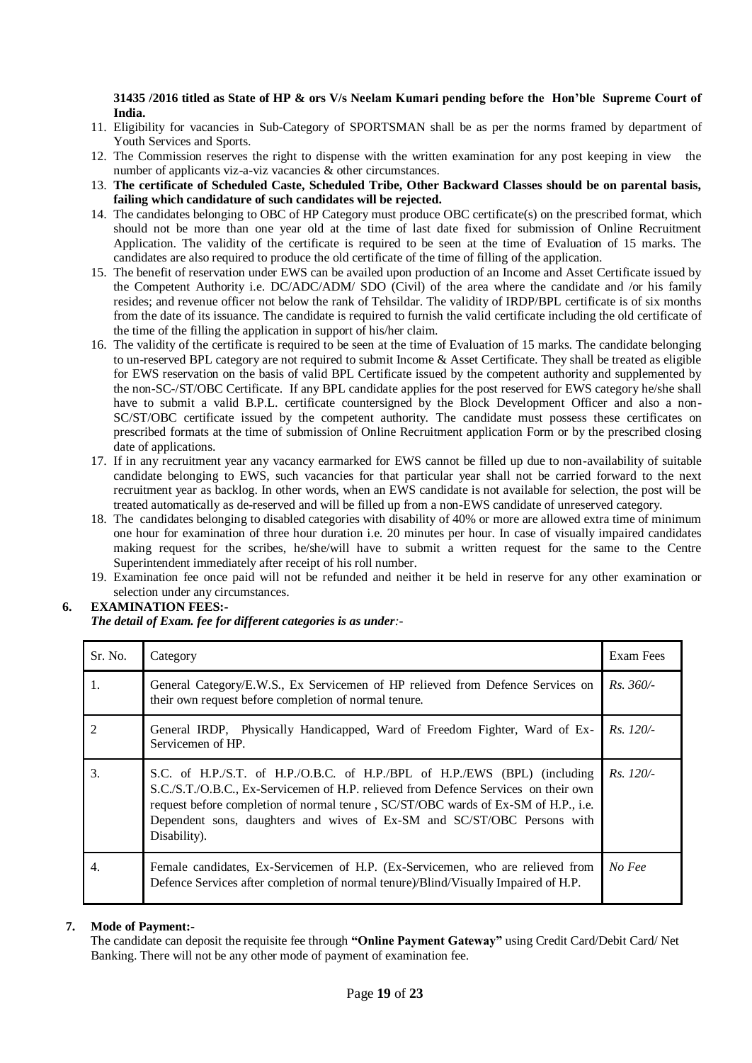**31435 /2016 titled as State of HP & ors V/s Neelam Kumari pending before the Hon'ble Supreme Court of India.**

11. Eligibility for vacancies in Sub-Category of SPORTSMAN shall be as per the norms framed by department of Youth Services and Sports.
12. The Commission reserves the right to dispense with the written examination for any post keeping in view the number of applicants viz-a-viz vacancies & other circumstances.
13. **The certificate of Scheduled Caste, Scheduled Tribe, Other Backward Classes should be on parental basis, failing which candidature of such candidates will be rejected.**
14. The candidates belonging to OBC of HP Category must produce OBC certificate(s) on the prescribed format, which should not be more than one year old at the time of last date fixed for submission of Online Recruitment Application. The validity of the certificate is required to be seen at the time of Evaluation of 15 marks. The candidates are also required to produce the old certificate of the time of filling of the application.
15. The benefit of reservation under EWS can be availed upon production of an Income and Asset Certificate issued by the Competent Authority i.e. DC/ADC/ADM/ SDO (Civil) of the area where the candidate and /or his family resides; and revenue officer not below the rank of Tehsildar. The validity of IRDP/BPL certificate is of six months from the date of its issuance. The candidate is required to furnish the valid certificate including the old certificate of the time of the filling the application in support of his/her claim.
16. The validity of the certificate is required to be seen at the time of Evaluation of 15 marks. The candidate belonging to un-reserved BPL category are not required to submit Income & Asset Certificate. They shall be treated as eligible for EWS reservation on the basis of valid BPL Certificate issued by the competent authority and supplemented by the non-SC-/ST/OBC Certificate. If any BPL candidate applies for the post reserved for EWS category he/she shall have to submit a valid B.P.L. certificate countersigned by the Block Development Officer and also a non-SC/ST/OBC certificate issued by the competent authority. The candidate must possess these certificates on prescribed formats at the time of submission of Online Recruitment application Form or by the prescribed closing date of applications.
17. If in any recruitment year any vacancy earmarked for EWS cannot be filled up due to non-availability of suitable candidate belonging to EWS, such vacancies for that particular year shall not be carried forward to the next recruitment year as backlog. In other words, when an EWS candidate is not available for selection, the post will be treated automatically as de-reserved and will be filled up from a non-EWS candidate of unreserved category.
18. The candidates belonging to disabled categories with disability of 40% or more are allowed extra time of minimum one hour for examination of three hour duration i.e. 20 minutes per hour. In case of visually impaired candidates making request for the scribes, he/she/will have to submit a written request for the same to the Centre Superintendent immediately after receipt of his roll number.
19. Examination fee once paid will not be refunded and neither it be held in reserve for any other examination or selection under any circumstances.

## 6. EXAMINATION FEES:-

***The detail of Exam. fee for different categories is as under:-***

| Sr. No. | Category | Exam Fees |
|---|---|---|
| 1. | General Category/E.W.S., Ex Servicemen of HP relieved from Defence Services on their own request before completion of normal tenure. | *Rs. 360/-* |
| 2 | General IRDP, Physically Handicapped, Ward of Freedom Fighter, Ward of Ex-Servicemen of HP. | *Rs. 120/-* |
| 3. | S.C. of H.P./S.T. of H.P./O.B.C. of H.P./BPL of H.P./EWS (BPL) (including S.C./S.T./O.B.C., Ex-Servicemen of H.P. relieved from Defence Services on their own request before completion of normal tenure , SC/ST/OBC wards of Ex-SM of H.P., i.e. Dependent sons, daughters and wives of Ex-SM and SC/ST/OBC Persons with Disability). | *Rs. 120/-* |
| 4. | Female candidates, Ex-Servicemen of H.P. (Ex-Servicemen, who are relieved from Defence Services after completion of normal tenure)/Blind/Visually Impaired of H.P. | *No Fee* |

## 7. Mode of Payment:-

The candidate can deposit the requisite fee through **"Online Payment Gateway"** using Credit Card/Debit Card/ Net Banking. There will not be any other mode of payment of examination fee.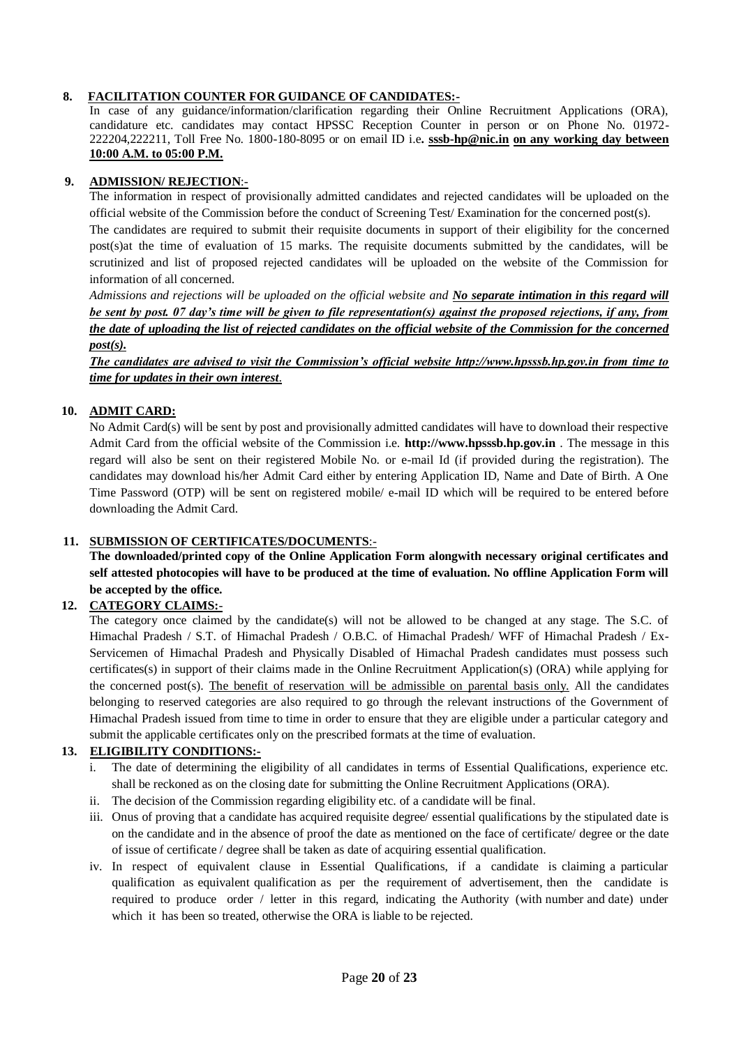**8. FACILITATION COUNTER FOR GUIDANCE OF CANDIDATES:-**

In case of any guidance/information/clarification regarding their Online Recruitment Applications (ORA), candidature etc. candidates may contact HPSSC Reception Counter in person or on Phone No. 01972-222204,222211, Toll Free No. 1800-180-8095 or on email ID i.e**. sssb-hp@nic.in on any working day between 10:00 A.M. to 05:00 P.M.**

**9. ADMISSION/ REJECTION**:-

The information in respect of provisionally admitted candidates and rejected candidates will be uploaded on the official website of the Commission before the conduct of Screening Test/ Examination for the concerned post(s).

The candidates are required to submit their requisite documents in support of their eligibility for the concerned post(s)at the time of evaluation of 15 marks. The requisite documents submitted by the candidates, will be scrutinized and list of proposed rejected candidates will be uploaded on the website of the Commission for information of all concerned.

*Admissions and rejections will be uploaded on the official website and* ***No separate intimation in this regard will be sent by post. 07 day's time will be given to file representation(s) against the proposed rejections, if any, from the date of uploading the list of rejected candidates on the official website of the Commission for the concerned post(s).***

***The candidates are advised to visit the Commission's official website http://www.hpsssb.hp.gov.in from time to time for updates in their own interest.***

**10. ADMIT CARD:**

No Admit Card(s) will be sent by post and provisionally admitted candidates will have to download their respective Admit Card from the official website of the Commission i.e. **http://www.hpsssb.hp.gov.in** . The message in this regard will also be sent on their registered Mobile No. or e-mail Id (if provided during the registration). The candidates may download his/her Admit Card either by entering Application ID, Name and Date of Birth. A One Time Password (OTP) will be sent on registered mobile/ e-mail ID which will be required to be entered before downloading the Admit Card.

**11. SUBMISSION OF CERTIFICATES/DOCUMENTS**:-

**The downloaded/printed copy of the Online Application Form alongwith necessary original certificates and self attested photocopies will have to be produced at the time of evaluation. No offline Application Form will be accepted by the office.**

**12. CATEGORY CLAIMS:-**

The category once claimed by the candidate(s) will not be allowed to be changed at any stage. The S.C. of Himachal Pradesh / S.T. of Himachal Pradesh / O.B.C. of Himachal Pradesh/ WFF of Himachal Pradesh / Ex-Servicemen of Himachal Pradesh and Physically Disabled of Himachal Pradesh candidates must possess such certificates(s) in support of their claims made in the Online Recruitment Application(s) (ORA) while applying for the concerned post(s). The benefit of reservation will be admissible on parental basis only. All the candidates belonging to reserved categories are also required to go through the relevant instructions of the Government of Himachal Pradesh issued from time to time in order to ensure that they are eligible under a particular category and submit the applicable certificates only on the prescribed formats at the time of evaluation.

**13. ELIGIBILITY CONDITIONS:-**

i. The date of determining the eligibility of all candidates in terms of Essential Qualifications, experience etc. shall be reckoned as on the closing date for submitting the Online Recruitment Applications (ORA).

ii. The decision of the Commission regarding eligibility etc. of a candidate will be final.

iii. Onus of proving that a candidate has acquired requisite degree/ essential qualifications by the stipulated date is on the candidate and in the absence of proof the date as mentioned on the face of certificate/ degree or the date of issue of certificate / degree shall be taken as date of acquiring essential qualification.

iv. In respect of equivalent clause in Essential Qualifications, if a candidate is claiming a particular qualification as equivalent qualification as per the requirement of advertisement, then the candidate is required to produce order / letter in this regard, indicating the Authority (with number and date) under which it has been so treated, otherwise the ORA is liable to be rejected.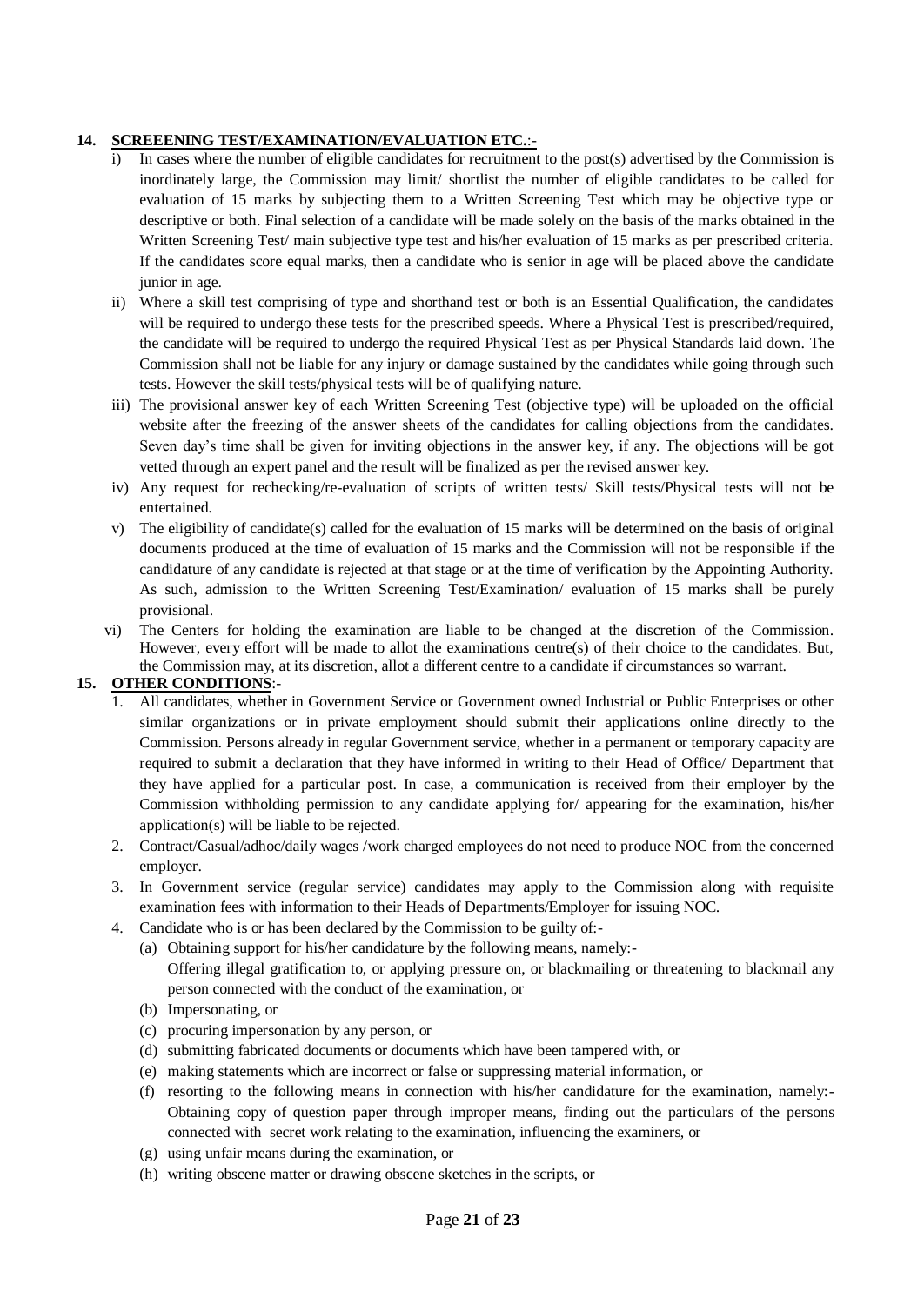## 14. SCREEENING TEST/EXAMINATION/EVALUATION ETC.:-

i) In cases where the number of eligible candidates for recruitment to the post(s) advertised by the Commission is inordinately large, the Commission may limit/ shortlist the number of eligible candidates to be called for evaluation of 15 marks by subjecting them to a Written Screening Test which may be objective type or descriptive or both. Final selection of a candidate will be made solely on the basis of the marks obtained in the Written Screening Test/ main subjective type test and his/her evaluation of 15 marks as per prescribed criteria. If the candidates score equal marks, then a candidate who is senior in age will be placed above the candidate junior in age.

ii) Where a skill test comprising of type and shorthand test or both is an Essential Qualification, the candidates will be required to undergo these tests for the prescribed speeds. Where a Physical Test is prescribed/required, the candidate will be required to undergo the required Physical Test as per Physical Standards laid down. The Commission shall not be liable for any injury or damage sustained by the candidates while going through such tests. However the skill tests/physical tests will be of qualifying nature.

iii) The provisional answer key of each Written Screening Test (objective type) will be uploaded on the official website after the freezing of the answer sheets of the candidates for calling objections from the candidates. Seven day's time shall be given for inviting objections in the answer key, if any. The objections will be got vetted through an expert panel and the result will be finalized as per the revised answer key.

iv) Any request for rechecking/re-evaluation of scripts of written tests/ Skill tests/Physical tests will not be entertained.

v) The eligibility of candidate(s) called for the evaluation of 15 marks will be determined on the basis of original documents produced at the time of evaluation of 15 marks and the Commission will not be responsible if the candidature of any candidate is rejected at that stage or at the time of verification by the Appointing Authority. As such, admission to the Written Screening Test/Examination/ evaluation of 15 marks shall be purely provisional.

vi) The Centers for holding the examination are liable to be changed at the discretion of the Commission. However, every effort will be made to allot the examinations centre(s) of their choice to the candidates. But, the Commission may, at its discretion, allot a different centre to a candidate if circumstances so warrant.

## 15. OTHER CONDITIONS:-

1. All candidates, whether in Government Service or Government owned Industrial or Public Enterprises or other similar organizations or in private employment should submit their applications online directly to the Commission. Persons already in regular Government service, whether in a permanent or temporary capacity are required to submit a declaration that they have informed in writing to their Head of Office/ Department that they have applied for a particular post. In case, a communication is received from their employer by the Commission withholding permission to any candidate applying for/ appearing for the examination, his/her application(s) will be liable to be rejected.
2. Contract/Casual/adhoc/daily wages /work charged employees do not need to produce NOC from the concerned employer.
3. In Government service (regular service) candidates may apply to the Commission along with requisite examination fees with information to their Heads of Departments/Employer for issuing NOC.
4. Candidate who is or has been declared by the Commission to be guilty of:-
   - (a) Obtaining support for his/her candidature by the following means, namely:-
     Offering illegal gratification to, or applying pressure on, or blackmailing or threatening to blackmail any person connected with the conduct of the examination, or
   - (b) Impersonating, or
   - (c) procuring impersonation by any person, or
   - (d) submitting fabricated documents or documents which have been tampered with, or
   - (e) making statements which are incorrect or false or suppressing material information, or
   - (f) resorting to the following means in connection with his/her candidature for the examination, namely:- Obtaining copy of question paper through improper means, finding out the particulars of the persons connected with secret work relating to the examination, influencing the examiners, or
   - (g) using unfair means during the examination, or
   - (h) writing obscene matter or drawing obscene sketches in the scripts, or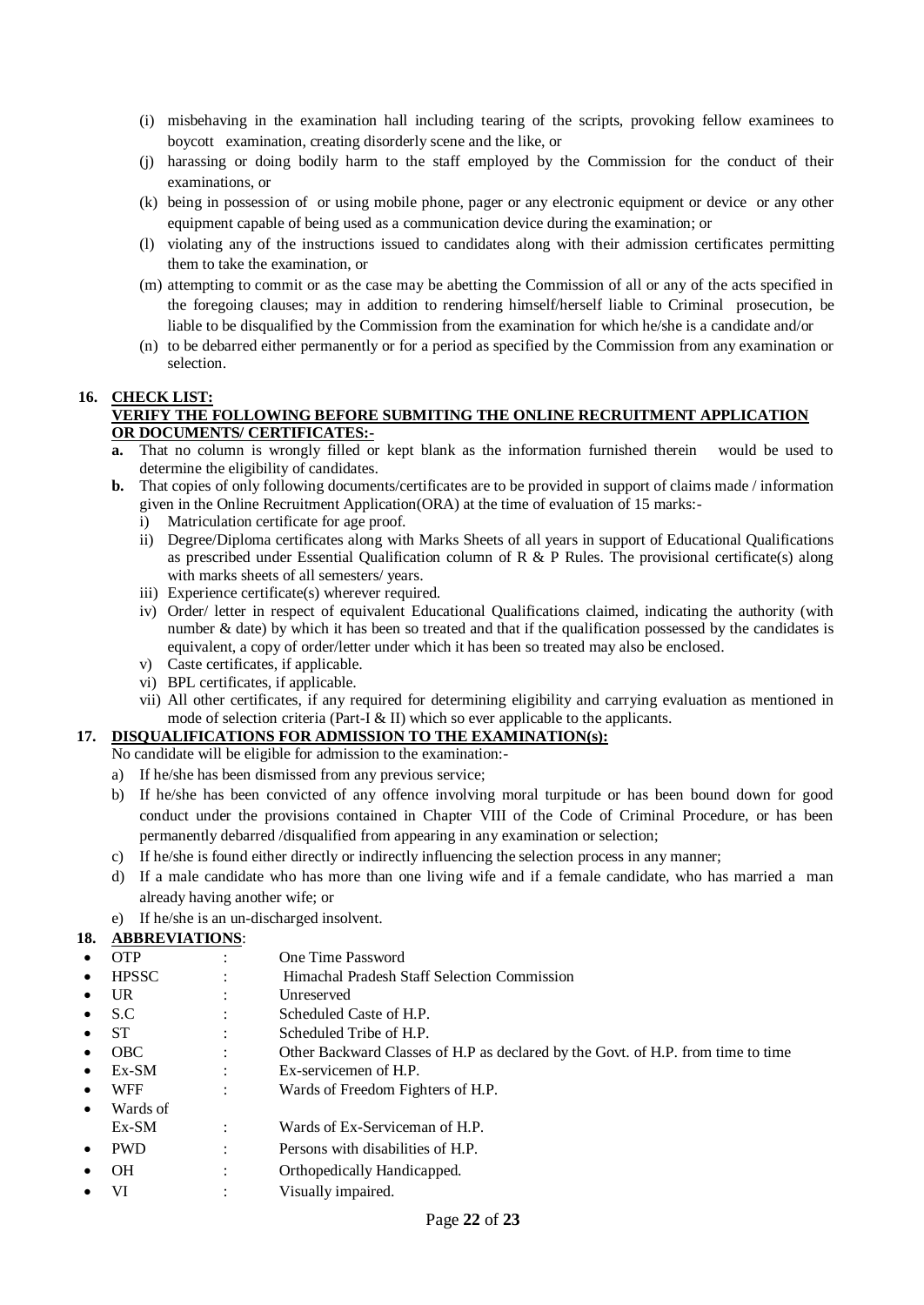(i) misbehaving in the examination hall including tearing of the scripts, provoking fellow examinees to boycott examination, creating disorderly scene and the like, or

(j) harassing or doing bodily harm to the staff employed by the Commission for the conduct of their examinations, or

(k) being in possession of or using mobile phone, pager or any electronic equipment or device or any other equipment capable of being used as a communication device during the examination; or

(l) violating any of the instructions issued to candidates along with their admission certificates permitting them to take the examination, or

(m) attempting to commit or as the case may be abetting the Commission of all or any of the acts specified in the foregoing clauses; may in addition to rendering himself/herself liable to Criminal prosecution, be liable to be disqualified by the Commission from the examination for which he/she is a candidate and/or

(n) to be debarred either permanently or for a period as specified by the Commission from any examination or selection.

**16. <u>CHECK LIST:</u>**

**<u>VERIFY THE FOLLOWING BEFORE SUBMITING THE ONLINE RECRUITMENT APPLICATION OR DOCUMENTS/ CERTIFICATES:-</u>**

**a.** That no column is wrongly filled or kept blank as the information furnished therein would be used to determine the eligibility of candidates.

**b.** That copies of only following documents/certificates are to be provided in support of claims made / information given in the Online Recruitment Application(ORA) at the time of evaluation of 15 marks:-

i) Matriculation certificate for age proof.

ii) Degree/Diploma certificates along with Marks Sheets of all years in support of Educational Qualifications as prescribed under Essential Qualification column of R & P Rules. The provisional certificate(s) along with marks sheets of all semesters/ years.

iii) Experience certificate(s) wherever required.

iv) Order/ letter in respect of equivalent Educational Qualifications claimed, indicating the authority (with number & date) by which it has been so treated and that if the qualification possessed by the candidates is equivalent, a copy of order/letter under which it has been so treated may also be enclosed.

v) Caste certificates, if applicable.

vi) BPL certificates, if applicable.

vii) All other certificates, if any required for determining eligibility and carrying evaluation as mentioned in mode of selection criteria (Part-I & II) which so ever applicable to the applicants.

**17. <u>DISQUALIFICATIONS FOR ADMISSION TO THE EXAMINATION(s):</u>**

No candidate will be eligible for admission to the examination:-

a) If he/she has been dismissed from any previous service;

b) If he/she has been convicted of any offence involving moral turpitude or has been bound down for good conduct under the provisions contained in Chapter VIII of the Code of Criminal Procedure, or has been permanently debarred /disqualified from appearing in any examination or selection;

c) If he/she is found either directly or indirectly influencing the selection process in any manner;

d) If a male candidate who has more than one living wife and if a female candidate, who has married a man already having another wife; or

e) If he/she is an un-discharged insolvent.

**18. <u>ABBREVIATIONS</u>:**

- OTP : One Time Password
- HPSSC : Himachal Pradesh Staff Selection Commission
- UR : Unreserved
- S.C : Scheduled Caste of H.P.
- ST : Scheduled Tribe of H.P.
- OBC : Other Backward Classes of H.P as declared by the Govt. of H.P. from time to time
- Ex-SM : Ex-servicemen of H.P.
- WFF : Wards of Freedom Fighters of H.P.
- Wards of Ex-SM : Wards of Ex-Serviceman of H.P.
- PWD : Persons with disabilities of H.P.
- OH : Orthopedically Handicapped.
- VI : Visually impaired.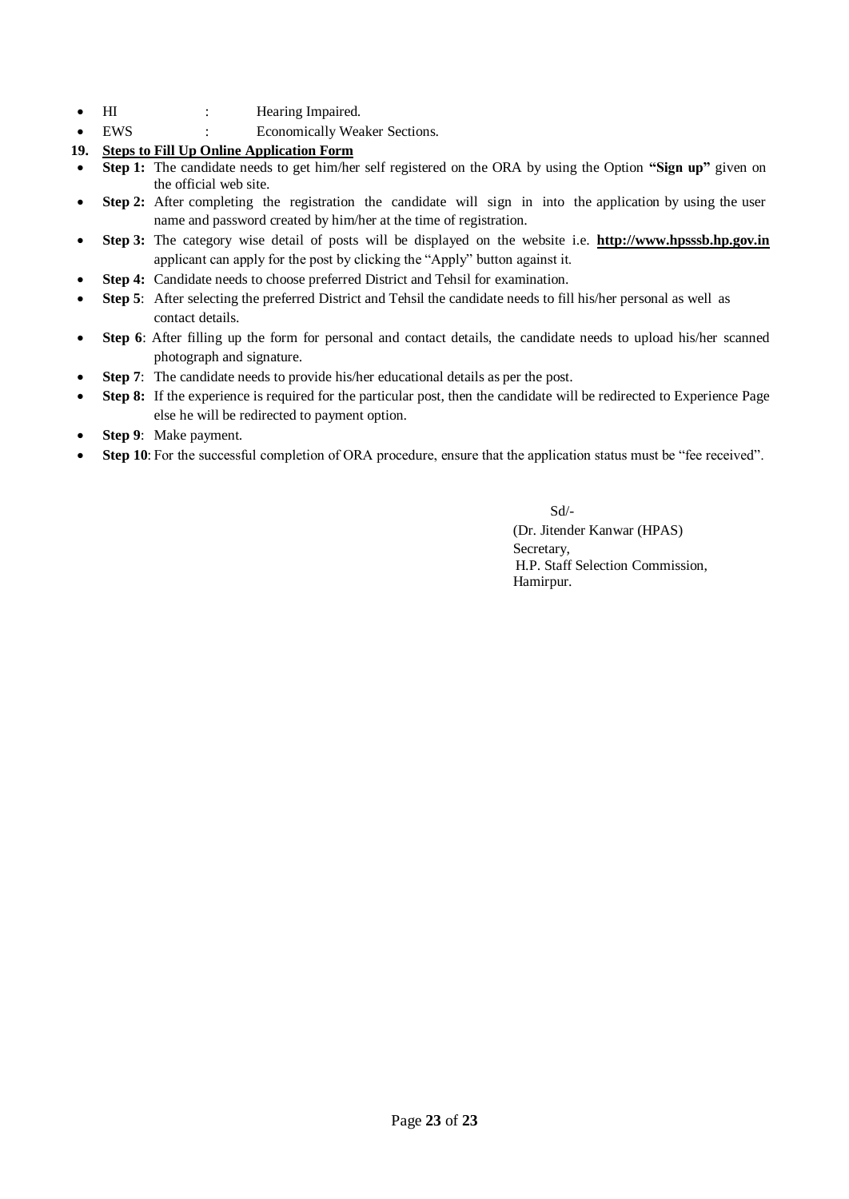- HI : Hearing Impaired.
- EWS : Economically Weaker Sections.

**19. <u>Steps to Fill Up Online Application Form</u>**

- **Step 1:** The candidate needs to get him/her self registered on the ORA by using the Option **"Sign up"** given on the official web site.
- **Step 2:** After completing the registration the candidate will sign in into the application by using the user name and password created by him/her at the time of registration.
- **Step 3:** The category wise detail of posts will be displayed on the website i.e. **http://www.hpsssb.hp.gov.in** applicant can apply for the post by clicking the "Apply" button against it.
- **Step 4:** Candidate needs to choose preferred District and Tehsil for examination.
- **Step 5**: After selecting the preferred District and Tehsil the candidate needs to fill his/her personal as well as contact details.
- **Step 6**: After filling up the form for personal and contact details, the candidate needs to upload his/her scanned photograph and signature.
- **Step 7**: The candidate needs to provide his/her educational details as per the post.
- **Step 8:** If the experience is required for the particular post, then the candidate will be redirected to Experience Page else he will be redirected to payment option.
- **Step 9**: Make payment.
- **Step 10**: For the successful completion of ORA procedure, ensure that the application status must be "fee received".

Sd/-
(Dr. Jitender Kanwar (HPAS)
Secretary,
H.P. Staff Selection Commission,
Hamirpur.